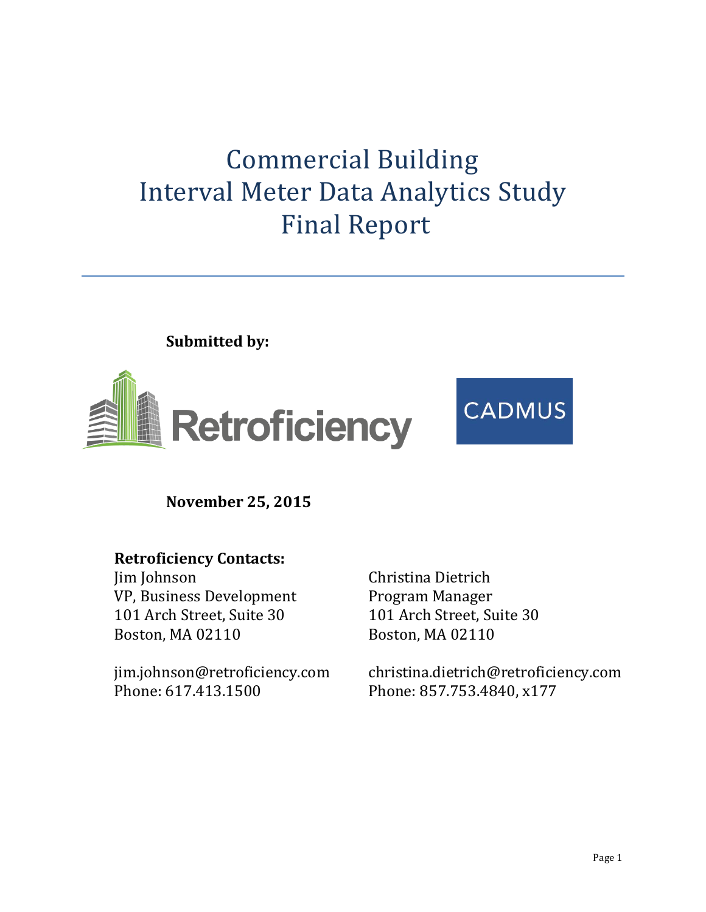# Commercial Building Interval Meter Data Analytics Study Final Report

**Submitted by:**

Retroficiency

CADMUS

**November 25, 2015**

**Retroficiency Contacts:**

Jim Johnson
VP, Business Development
101 Arch Street, Suite 30
Boston, MA 02110

jim.johnson@retroficiency.com
Phone: 617.413.1500

Christina Dietrich
Program Manager
101 Arch Street, Suite 30
Boston, MA 02110

christina.dietrich@retroficiency.com
Phone: 857.753.4840, x177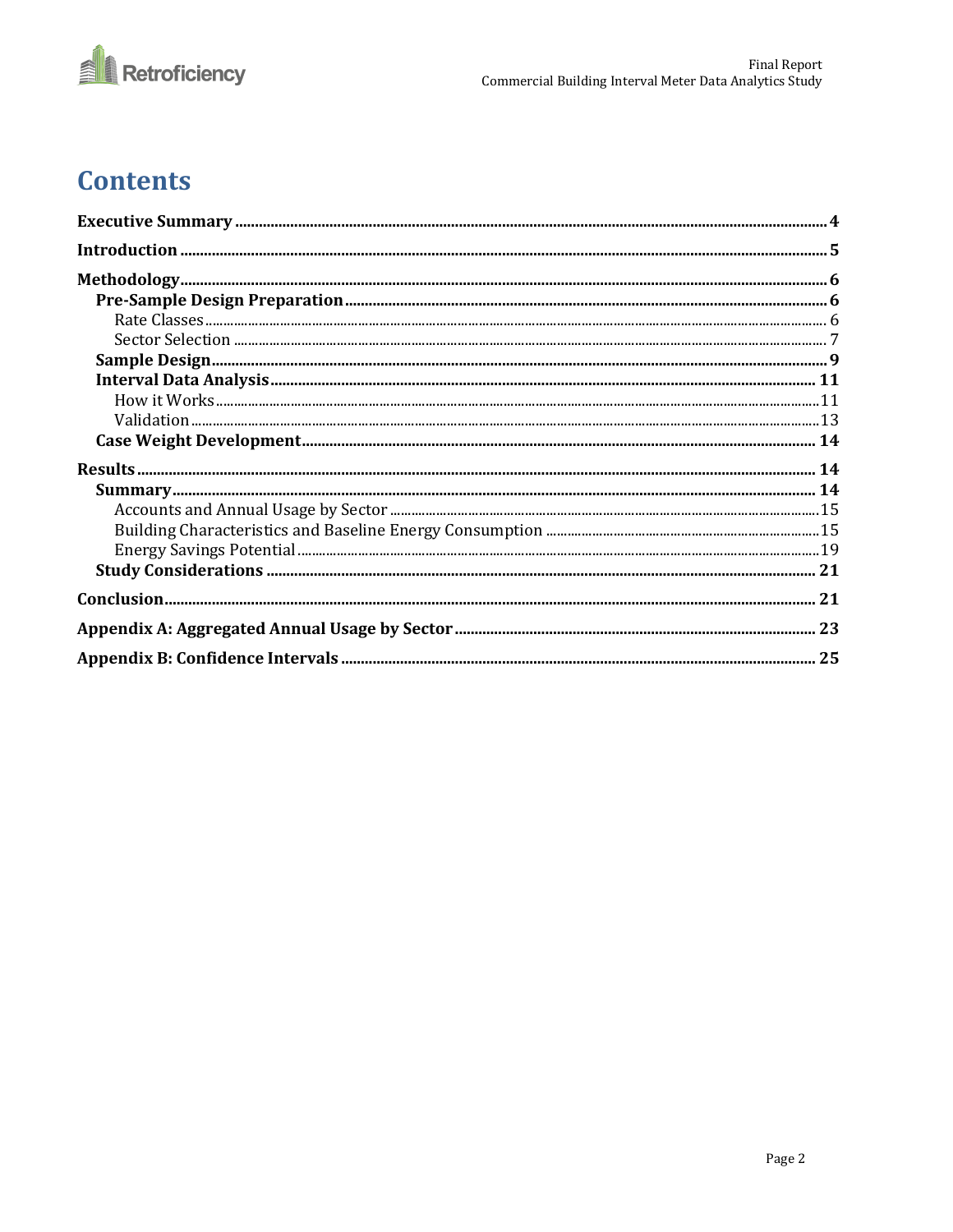# Contents

**Executive Summary** ..... **4**

**Introduction** ..... **5**

**Methodology** ..... **6**

- **Pre-Sample Design Preparation** ..... **6**
  - Rate Classes ..... 6
  - Sector Selection ..... 7
- **Sample Design** ..... **9**
- **Interval Data Analysis** ..... **11**
  - How it Works ..... 11
  - Validation ..... 13
- **Case Weight Development** ..... **14**

**Results** ..... **14**

- **Summary** ..... **14**
  - Accounts and Annual Usage by Sector ..... 15
  - Building Characteristics and Baseline Energy Consumption ..... 15
  - Energy Savings Potential ..... 19
- **Study Considerations** ..... **21**

**Conclusion** ..... **21**

**Appendix A: Aggregated Annual Usage by Sector** ..... **23**

**Appendix B: Confidence Intervals** ..... **25**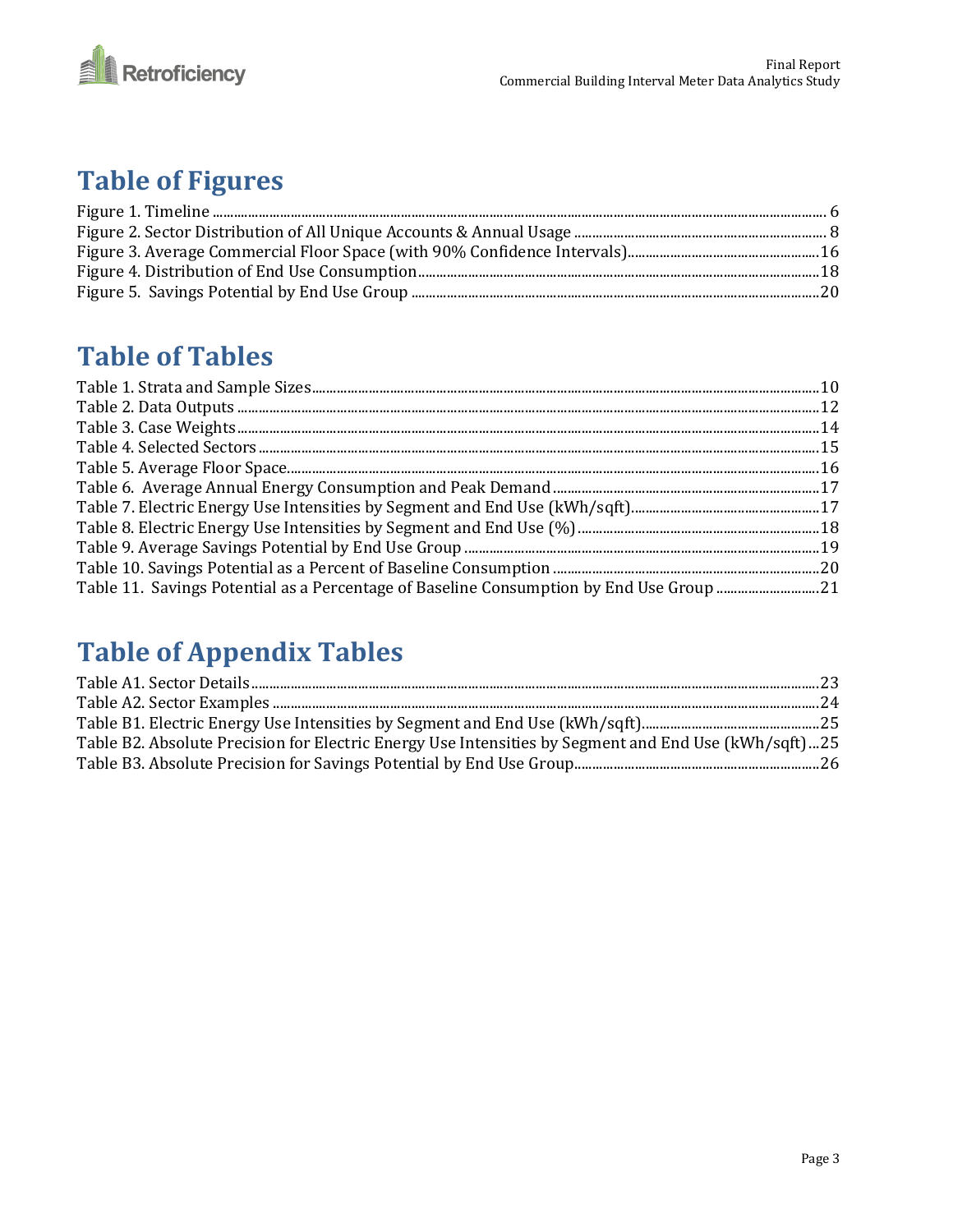# Table of Figures

Figure 1. Timeline ........................................................................................................................................................................ 6
Figure 2. Sector Distribution of All Unique Accounts & Annual Usage ........................................................................ 8
Figure 3. Average Commercial Floor Space (with 90% Confidence Intervals).......................................................16
Figure 4. Distribution of End Use Consumption.............................................................................................................18
Figure 5. Savings Potential by End Use Group ................................................................................................................20

# Table of Tables

Table 1. Strata and Sample Sizes..............................................................................................................................................10
Table 2. Data Outputs ..................................................................................................................................................................12
Table 3. Case Weights...................................................................................................................................................................14
Table 4. Selected Sectors.............................................................................................................................................................15
Table 5. Average Floor Space......................................................................................................................................................16
Table 6. Average Annual Energy Consumption and Peak Demand ...............................................................................17
Table 7. Electric Energy Use Intensities by Segment and End Use (kWh/sqft)..........................................................17
Table 8. Electric Energy Use Intensities by Segment and End Use (%)........................................................................18
Table 9. Average Savings Potential by End Use Group ........................................................................................................19
Table 10. Savings Potential as a Percent of Baseline Consumption ..............................................................................20
Table 11. Savings Potential as a Percentage of Baseline Consumption by End Use Group .................................21

# Table of Appendix Tables

Table A1. Sector Details...............................................................................................................................................................23
Table A2. Sector Examples ..........................................................................................................................................................24
Table B1. Electric Energy Use Intensities by Segment and End Use (kWh/sqft)........................................................25
Table B2. Absolute Precision for Electric Energy Use Intensities by Segment and End Use (kWh/sqft)...25
Table B3. Absolute Precision for Savings Potential by End Use Group......................................................................26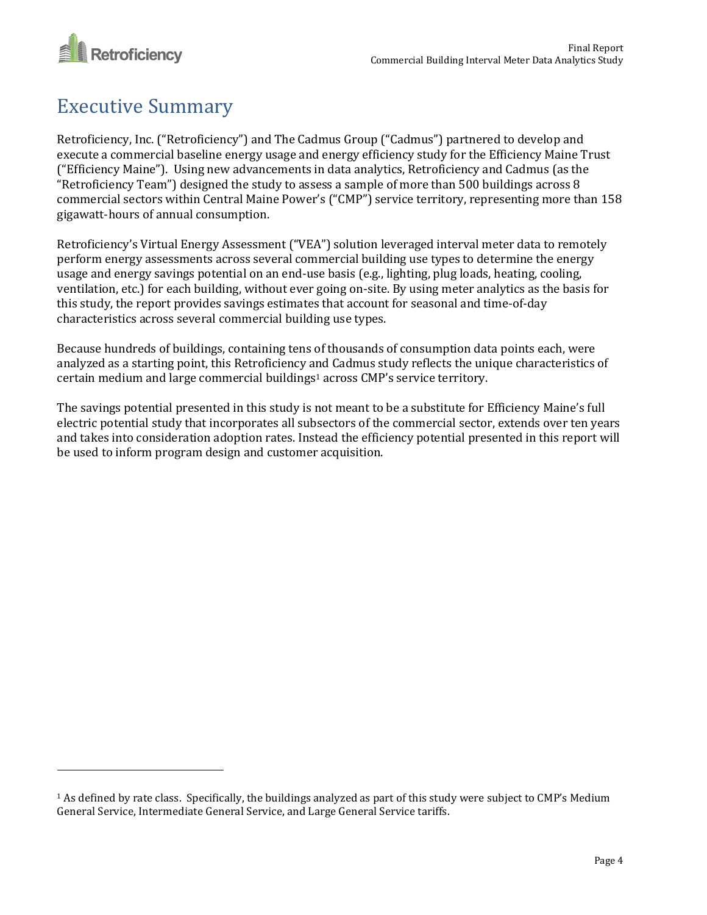# Executive Summary

Retroficiency, Inc. ("Retroficiency") and The Cadmus Group ("Cadmus") partnered to develop and execute a commercial baseline energy usage and energy efficiency study for the Efficiency Maine Trust ("Efficiency Maine"). Using new advancements in data analytics, Retroficiency and Cadmus (as the "Retroficiency Team") designed the study to assess a sample of more than 500 buildings across 8 commercial sectors within Central Maine Power's ("CMP") service territory, representing more than 158 gigawatt-hours of annual consumption.

Retroficiency's Virtual Energy Assessment ("VEA") solution leveraged interval meter data to remotely perform energy assessments across several commercial building use types to determine the energy usage and energy savings potential on an end-use basis (e.g., lighting, plug loads, heating, cooling, ventilation, etc.) for each building, without ever going on-site. By using meter analytics as the basis for this study, the report provides savings estimates that account for seasonal and time-of-day characteristics across several commercial building use types.

Because hundreds of buildings, containing tens of thousands of consumption data points each, were analyzed as a starting point, this Retroficiency and Cadmus study reflects the unique characteristics of certain medium and large commercial buildings[1] across CMP's service territory.

The savings potential presented in this study is not meant to be a substitute for Efficiency Maine's full electric potential study that incorporates all subsectors of the commercial sector, extends over ten years and takes into consideration adoption rates. Instead the efficiency potential presented in this report will be used to inform program design and customer acquisition.

---

[1] As defined by rate class. Specifically, the buildings analyzed as part of this study were subject to CMP's Medium General Service, Intermediate General Service, and Large General Service tariffs.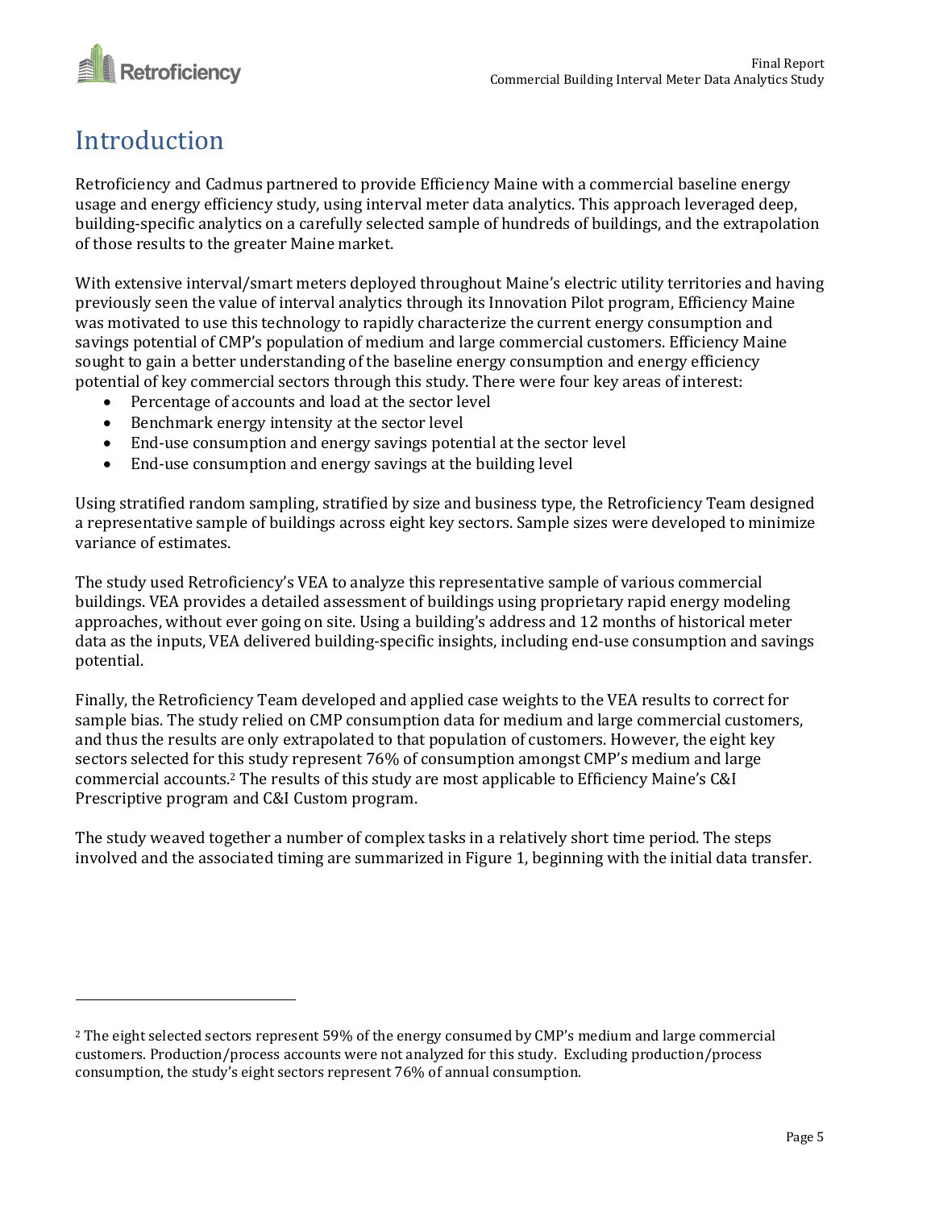# Introduction

Retroficiency and Cadmus partnered to provide Efficiency Maine with a commercial baseline energy usage and energy efficiency study, using interval meter data analytics. This approach leveraged deep, building-specific analytics on a carefully selected sample of hundreds of buildings, and the extrapolation of those results to the greater Maine market.

With extensive interval/smart meters deployed throughout Maine's electric utility territories and having previously seen the value of interval analytics through its Innovation Pilot program, Efficiency Maine was motivated to use this technology to rapidly characterize the current energy consumption and savings potential of CMP's population of medium and large commercial customers. Efficiency Maine sought to gain a better understanding of the baseline energy consumption and energy efficiency potential of key commercial sectors through this study. There were four key areas of interest:

- Percentage of accounts and load at the sector level
- Benchmark energy intensity at the sector level
- End-use consumption and energy savings potential at the sector level
- End-use consumption and energy savings at the building level

Using stratified random sampling, stratified by size and business type, the Retroficiency Team designed a representative sample of buildings across eight key sectors. Sample sizes were developed to minimize variance of estimates.

The study used Retroficiency's VEA to analyze this representative sample of various commercial buildings. VEA provides a detailed assessment of buildings using proprietary rapid energy modeling approaches, without ever going on site. Using a building's address and 12 months of historical meter data as the inputs, VEA delivered building-specific insights, including end-use consumption and savings potential.

Finally, the Retroficiency Team developed and applied case weights to the VEA results to correct for sample bias. The study relied on CMP consumption data for medium and large commercial customers, and thus the results are only extrapolated to that population of customers. However, the eight key sectors selected for this study represent 76% of consumption amongst CMP's medium and large commercial accounts.[2] The results of this study are most applicable to Efficiency Maine's C&I Prescriptive program and C&I Custom program.

The study weaved together a number of complex tasks in a relatively short time period. The steps involved and the associated timing are summarized in Figure 1, beginning with the initial data transfer.

---

[2] The eight selected sectors represent 59% of the energy consumed by CMP's medium and large commercial customers. Production/process accounts were not analyzed for this study. Excluding production/process consumption, the study's eight sectors represent 76% of annual consumption.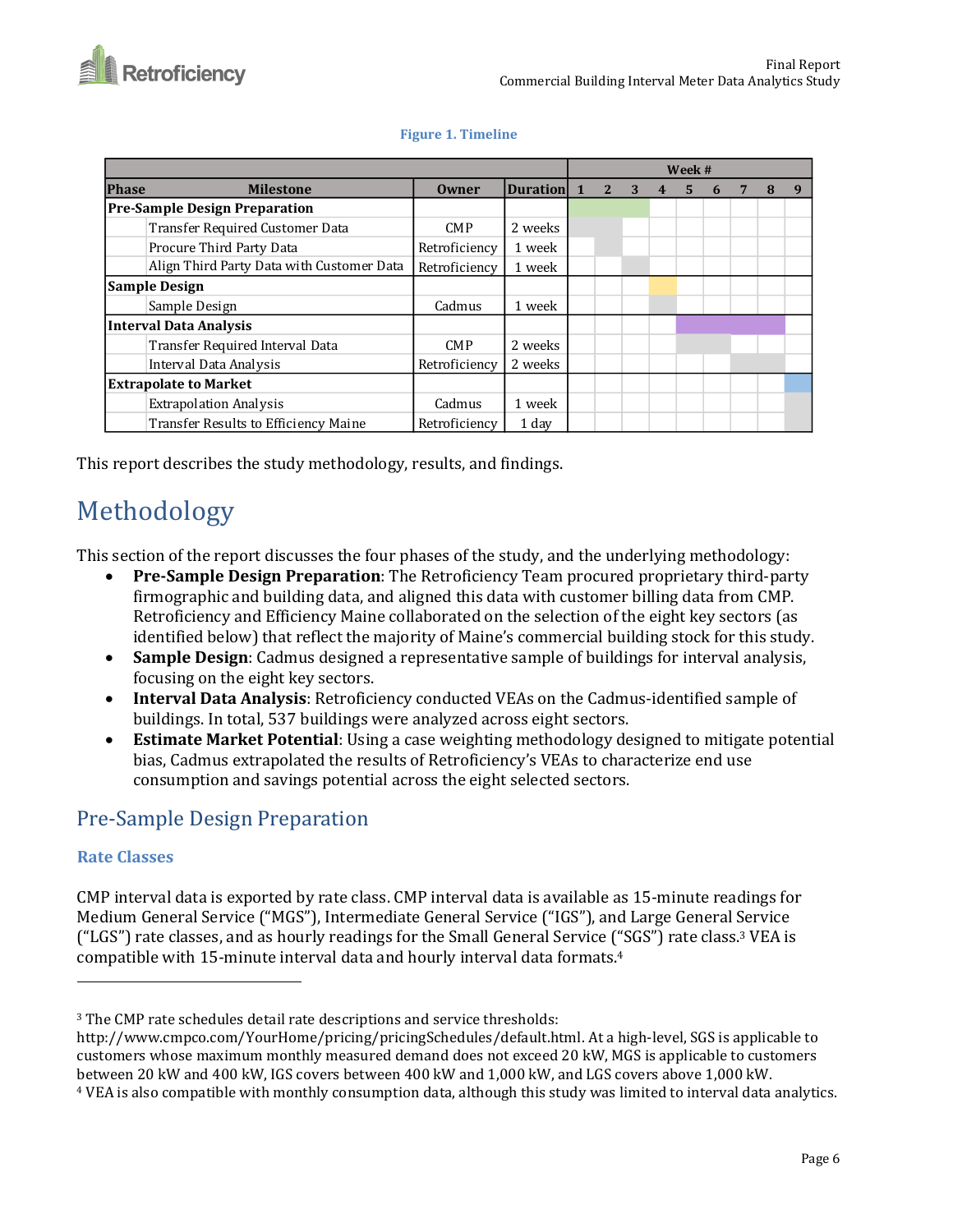**Figure 1. Timeline**

| Phase | Milestone | Owner | Duration | Week # 1 | 2 | 3 | 4 | 5 | 6 | 7 | 8 | 9 |
|---|---|---|---|---|---|---|---|---|---|---|---|---|
| **Pre-Sample Design Preparation** | | | | | | | | | | | | |
| | Transfer Required Customer Data | CMP | 2 weeks | | | | | | | | | |
| | Procure Third Party Data | Retroficiency | 1 week | | | | | | | | | |
| | Align Third Party Data with Customer Data | Retroficiency | 1 week | | | | | | | | | |
| **Sample Design** | | | | | | | | | | | | |
| | Sample Design | Cadmus | 1 week | | | | | | | | | |
| **Interval Data Analysis** | | | | | | | | | | | | |
| | Transfer Required Interval Data | CMP | 2 weeks | | | | | | | | | |
| | Interval Data Analysis | Retroficiency | 2 weeks | | | | | | | | | |
| **Extrapolate to Market** | | | | | | | | | | | | |
| | Extrapolation Analysis | Cadmus | 1 week | | | | | | | | | |
| | Transfer Results to Efficiency Maine | Retroficiency | 1 day | | | | | | | | | |

This report describes the study methodology, results, and findings.

# Methodology

This section of the report discusses the four phases of the study, and the underlying methodology:

- **Pre-Sample Design Preparation**: The Retroficiency Team procured proprietary third-party firmographic and building data, and aligned this data with customer billing data from CMP. Retroficiency and Efficiency Maine collaborated on the selection of the eight key sectors (as identified below) that reflect the majority of Maine's commercial building stock for this study.
- **Sample Design**: Cadmus designed a representative sample of buildings for interval analysis, focusing on the eight key sectors.
- **Interval Data Analysis**: Retroficiency conducted VEAs on the Cadmus-identified sample of buildings. In total, 537 buildings were analyzed across eight sectors.
- **Estimate Market Potential**: Using a case weighting methodology designed to mitigate potential bias, Cadmus extrapolated the results of Retroficiency's VEAs to characterize end use consumption and savings potential across the eight selected sectors.

## Pre-Sample Design Preparation

### Rate Classes

CMP interval data is exported by rate class. CMP interval data is available as 15-minute readings for Medium General Service ("MGS"), Intermediate General Service ("IGS"), and Large General Service ("LGS") rate classes, and as hourly readings for the Small General Service ("SGS") rate class.[3] VEA is compatible with 15-minute interval data and hourly interval data formats.[4]

---

[3] The CMP rate schedules detail rate descriptions and service thresholds: http://www.cmpco.com/YourHome/pricing/pricingSchedules/default.html. At a high-level, SGS is applicable to customers whose maximum monthly measured demand does not exceed 20 kW, MGS is applicable to customers between 20 kW and 400 kW, IGS covers between 400 kW and 1,000 kW, and LGS covers above 1,000 kW.

[4] VEA is also compatible with monthly consumption data, although this study was limited to interval data analytics.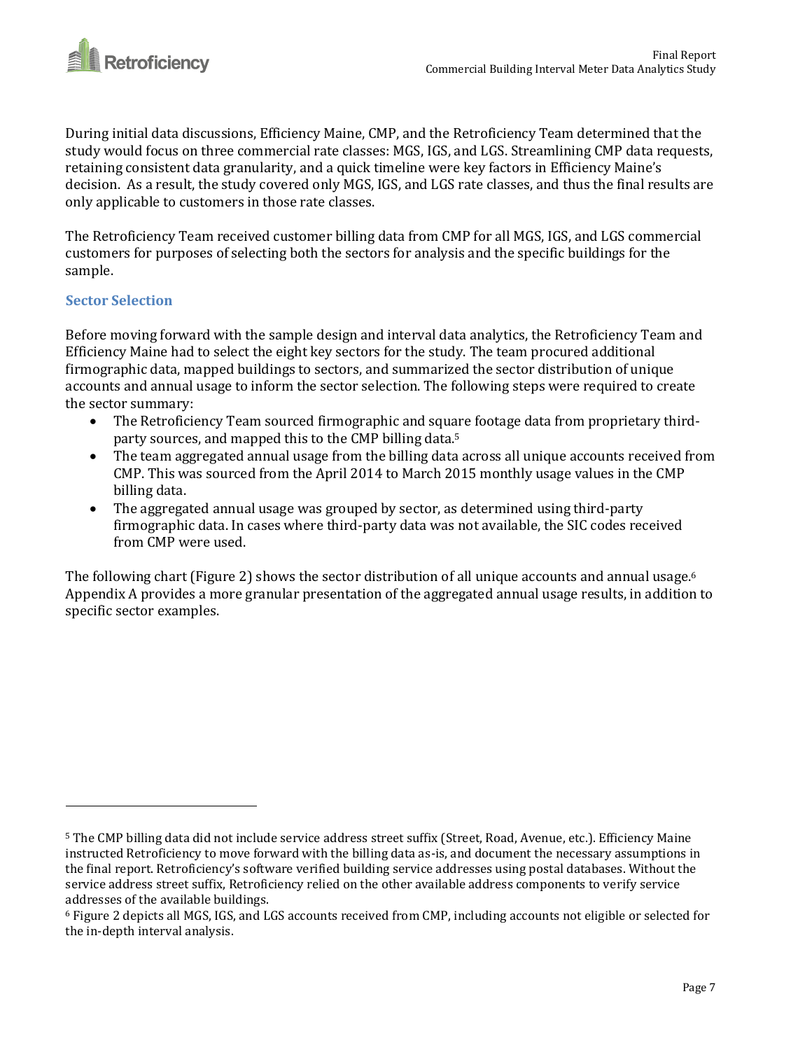During initial data discussions, Efficiency Maine, CMP, and the Retroficiency Team determined that the study would focus on three commercial rate classes: MGS, IGS, and LGS. Streamlining CMP data requests, retaining consistent data granularity, and a quick timeline were key factors in Efficiency Maine's decision. As a result, the study covered only MGS, IGS, and LGS rate classes, and thus the final results are only applicable to customers in those rate classes.

The Retroficiency Team received customer billing data from CMP for all MGS, IGS, and LGS commercial customers for purposes of selecting both the sectors for analysis and the specific buildings for the sample.

### Sector Selection

Before moving forward with the sample design and interval data analytics, the Retroficiency Team and Efficiency Maine had to select the eight key sectors for the study. The team procured additional firmographic data, mapped buildings to sectors, and summarized the sector distribution of unique accounts and annual usage to inform the sector selection. The following steps were required to create the sector summary:

- The Retroficiency Team sourced firmographic and square footage data from proprietary third-party sources, and mapped this to the CMP billing data.[5]
- The team aggregated annual usage from the billing data across all unique accounts received from CMP. This was sourced from the April 2014 to March 2015 monthly usage values in the CMP billing data.
- The aggregated annual usage was grouped by sector, as determined using third-party firmographic data. In cases where third-party data was not available, the SIC codes received from CMP were used.

The following chart (Figure 2) shows the sector distribution of all unique accounts and annual usage.[6] Appendix A provides a more granular presentation of the aggregated annual usage results, in addition to specific sector examples.

---

[5] The CMP billing data did not include service address street suffix (Street, Road, Avenue, etc.). Efficiency Maine instructed Retroficiency to move forward with the billing data as-is, and document the necessary assumptions in the final report. Retroficiency's software verified building service addresses using postal databases. Without the service address street suffix, Retroficiency relied on the other available address components to verify service addresses of the available buildings.

[6] Figure 2 depicts all MGS, IGS, and LGS accounts received from CMP, including accounts not eligible or selected for the in-depth interval analysis.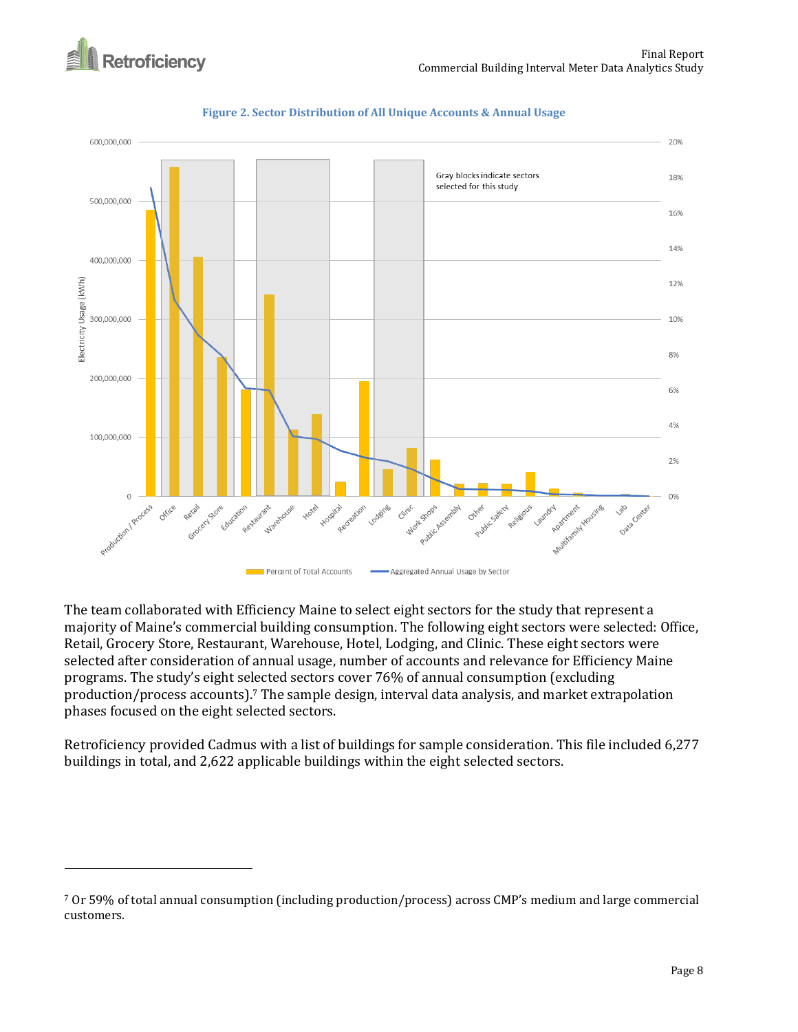**Figure 2. Sector Distribution of All Unique Accounts & Annual Usage**

The team collaborated with Efficiency Maine to select eight sectors for the study that represent a majority of Maine's commercial building consumption. The following eight sectors were selected: Office, Retail, Grocery Store, Restaurant, Warehouse, Hotel, Lodging, and Clinic. These eight sectors were selected after consideration of annual usage, number of accounts and relevance for Efficiency Maine programs. The study's eight selected sectors cover 76% of annual consumption (excluding production/process accounts).[7] The sample design, interval data analysis, and market extrapolation phases focused on the eight selected sectors.

Retroficiency provided Cadmus with a list of buildings for sample consideration. This file included 6,277 buildings in total, and 2,622 applicable buildings within the eight selected sectors.

---

[7] Or 59% of total annual consumption (including production/process) across CMP's medium and large commercial customers.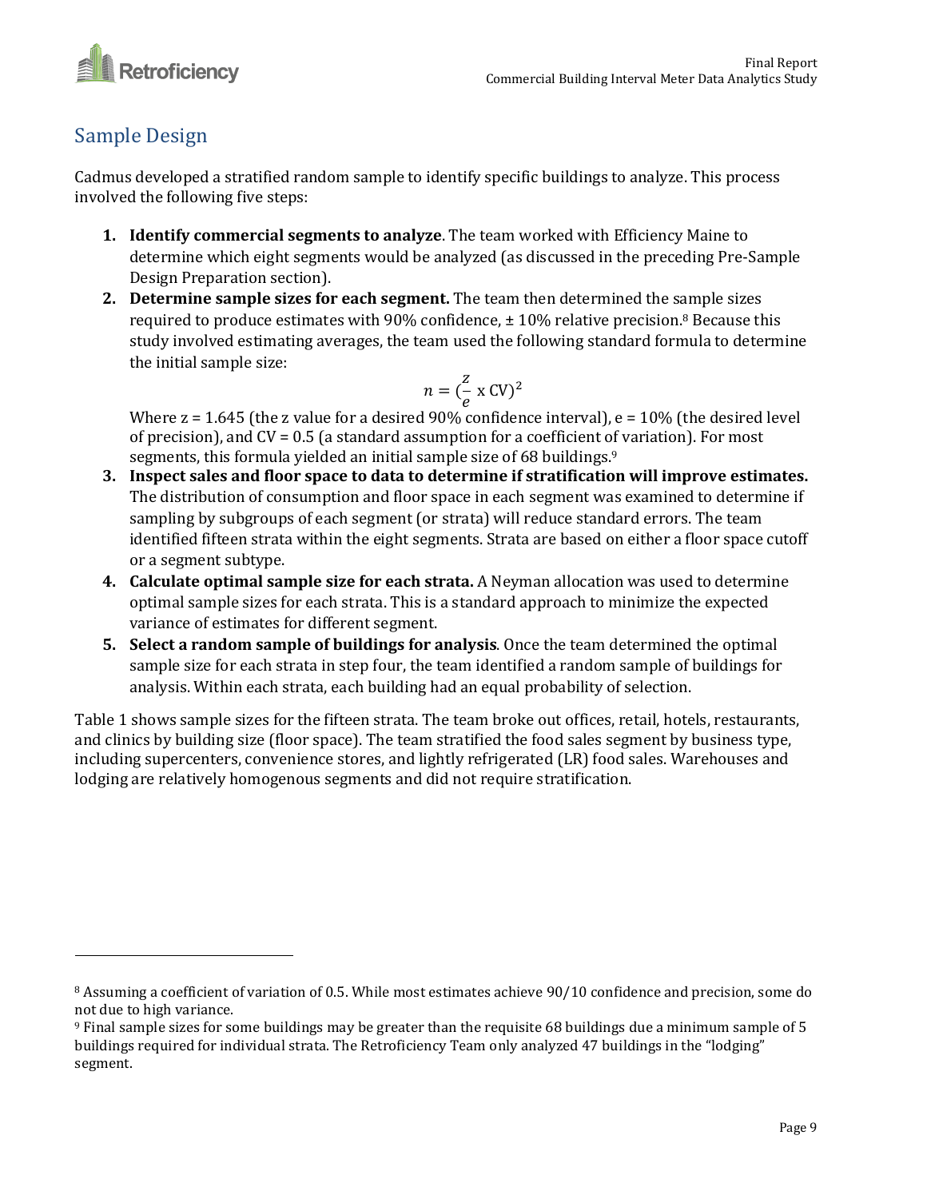## Sample Design

Cadmus developed a stratified random sample to identify specific buildings to analyze. This process involved the following five steps:

1. **Identify commercial segments to analyze**. The team worked with Efficiency Maine to determine which eight segments would be analyzed (as discussed in the preceding Pre-Sample Design Preparation section).
2. **Determine sample sizes for each segment.** The team then determined the sample sizes required to produce estimates with 90% confidence, ± 10% relative precision.[8] Because this study involved estimating averages, the team used the following standard formula to determine the initial sample size:

$$n = (\frac{z}{e} \text{ x CV})^2$$

   Where z = 1.645 (the z value for a desired 90% confidence interval), e = 10% (the desired level of precision), and CV = 0.5 (a standard assumption for a coefficient of variation). For most segments, this formula yielded an initial sample size of 68 buildings.[9]
3. **Inspect sales and floor space to data to determine if stratification will improve estimates.** The distribution of consumption and floor space in each segment was examined to determine if sampling by subgroups of each segment (or strata) will reduce standard errors. The team identified fifteen strata within the eight segments. Strata are based on either a floor space cutoff or a segment subtype.
4. **Calculate optimal sample size for each strata.** A Neyman allocation was used to determine optimal sample sizes for each strata. This is a standard approach to minimize the expected variance of estimates for different segment.
5. **Select a random sample of buildings for analysis**. Once the team determined the optimal sample size for each strata in step four, the team identified a random sample of buildings for analysis. Within each strata, each building had an equal probability of selection.

Table 1 shows sample sizes for the fifteen strata. The team broke out offices, retail, hotels, restaurants, and clinics by building size (floor space). The team stratified the food sales segment by business type, including supercenters, convenience stores, and lightly refrigerated (LR) food sales. Warehouses and lodging are relatively homogenous segments and did not require stratification.

---

[8] Assuming a coefficient of variation of 0.5. While most estimates achieve 90/10 confidence and precision, some do not due to high variance.

[9] Final sample sizes for some buildings may be greater than the requisite 68 buildings due a minimum sample of 5 buildings required for individual strata. The Retroficiency Team only analyzed 47 buildings in the "lodging" segment.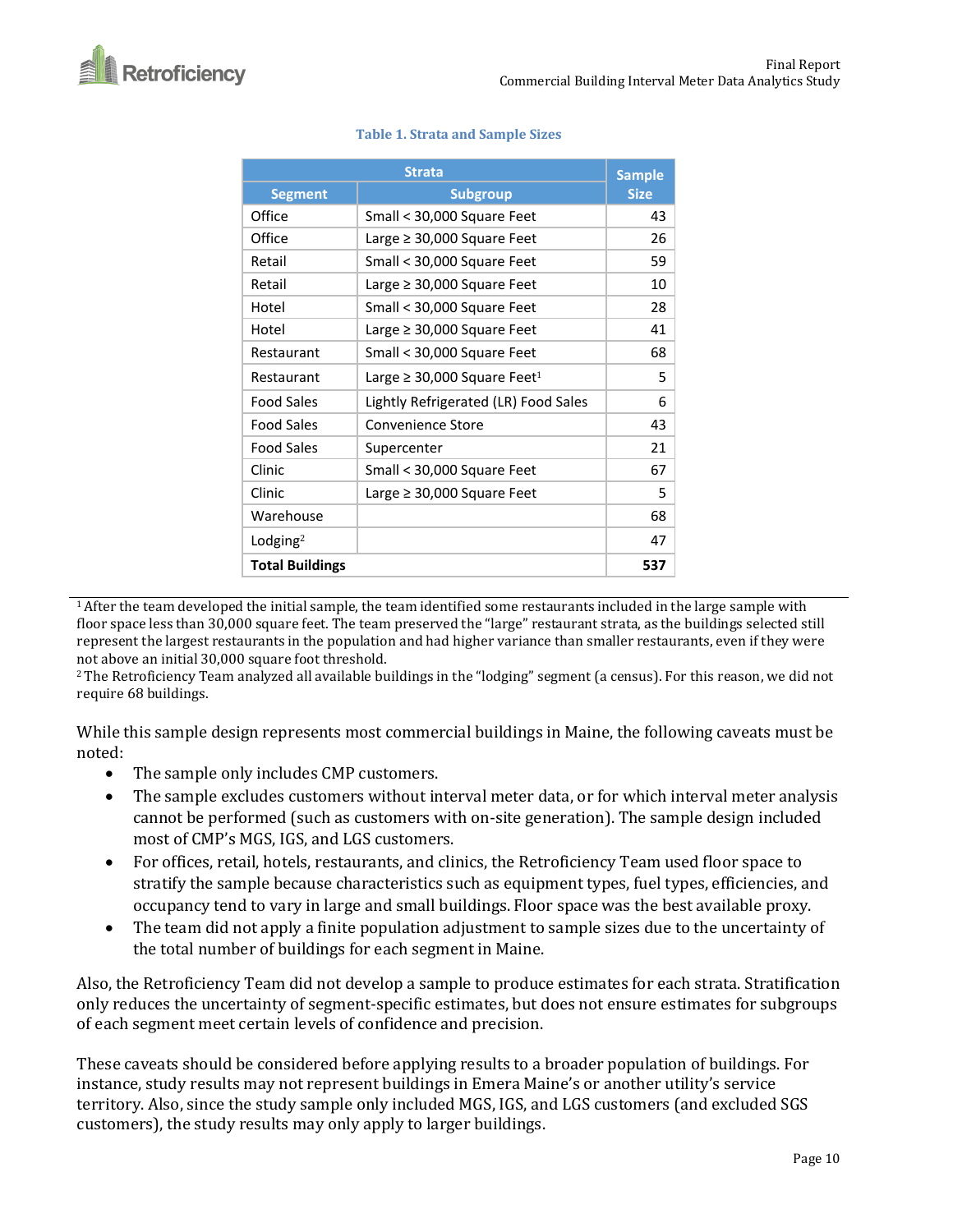**Table 1. Strata and Sample Sizes**

| Strata | | Sample Size |
|---|---|---|
| Segment | Subgroup | |
| Office | Small < 30,000 Square Feet | 43 |
| Office | Large ≥ 30,000 Square Feet | 26 |
| Retail | Small < 30,000 Square Feet | 59 |
| Retail | Large ≥ 30,000 Square Feet | 10 |
| Hotel | Small < 30,000 Square Feet | 28 |
| Hotel | Large ≥ 30,000 Square Feet | 41 |
| Restaurant | Small < 30,000 Square Feet | 68 |
| Restaurant | Large ≥ 30,000 Square Feet[1] | 5 |
| Food Sales | Lightly Refrigerated (LR) Food Sales | 6 |
| Food Sales | Convenience Store | 43 |
| Food Sales | Supercenter | 21 |
| Clinic | Small < 30,000 Square Feet | 67 |
| Clinic | Large ≥ 30,000 Square Feet | 5 |
| Warehouse | | 68 |
| Lodging[2] | | 47 |
| **Total Buildings** | | **537** |

[1] After the team developed the initial sample, the team identified some restaurants included in the large sample with floor space less than 30,000 square feet. The team preserved the "large" restaurant strata, as the buildings selected still represent the largest restaurants in the population and had higher variance than smaller restaurants, even if they were not above an initial 30,000 square foot threshold.

[2] The Retroficiency Team analyzed all available buildings in the "lodging" segment (a census). For this reason, we did not require 68 buildings.

While this sample design represents most commercial buildings in Maine, the following caveats must be noted:

- The sample only includes CMP customers.
- The sample excludes customers without interval meter data, or for which interval meter analysis cannot be performed (such as customers with on-site generation). The sample design included most of CMP's MGS, IGS, and LGS customers.
- For offices, retail, hotels, restaurants, and clinics, the Retroficiency Team used floor space to stratify the sample because characteristics such as equipment types, fuel types, efficiencies, and occupancy tend to vary in large and small buildings. Floor space was the best available proxy.
- The team did not apply a finite population adjustment to sample sizes due to the uncertainty of the total number of buildings for each segment in Maine.

Also, the Retroficiency Team did not develop a sample to produce estimates for each strata. Stratification only reduces the uncertainty of segment-specific estimates, but does not ensure estimates for subgroups of each segment meet certain levels of confidence and precision.

These caveats should be considered before applying results to a broader population of buildings. For instance, study results may not represent buildings in Emera Maine's or another utility's service territory. Also, since the study sample only included MGS, IGS, and LGS customers (and excluded SGS customers), the study results may only apply to larger buildings.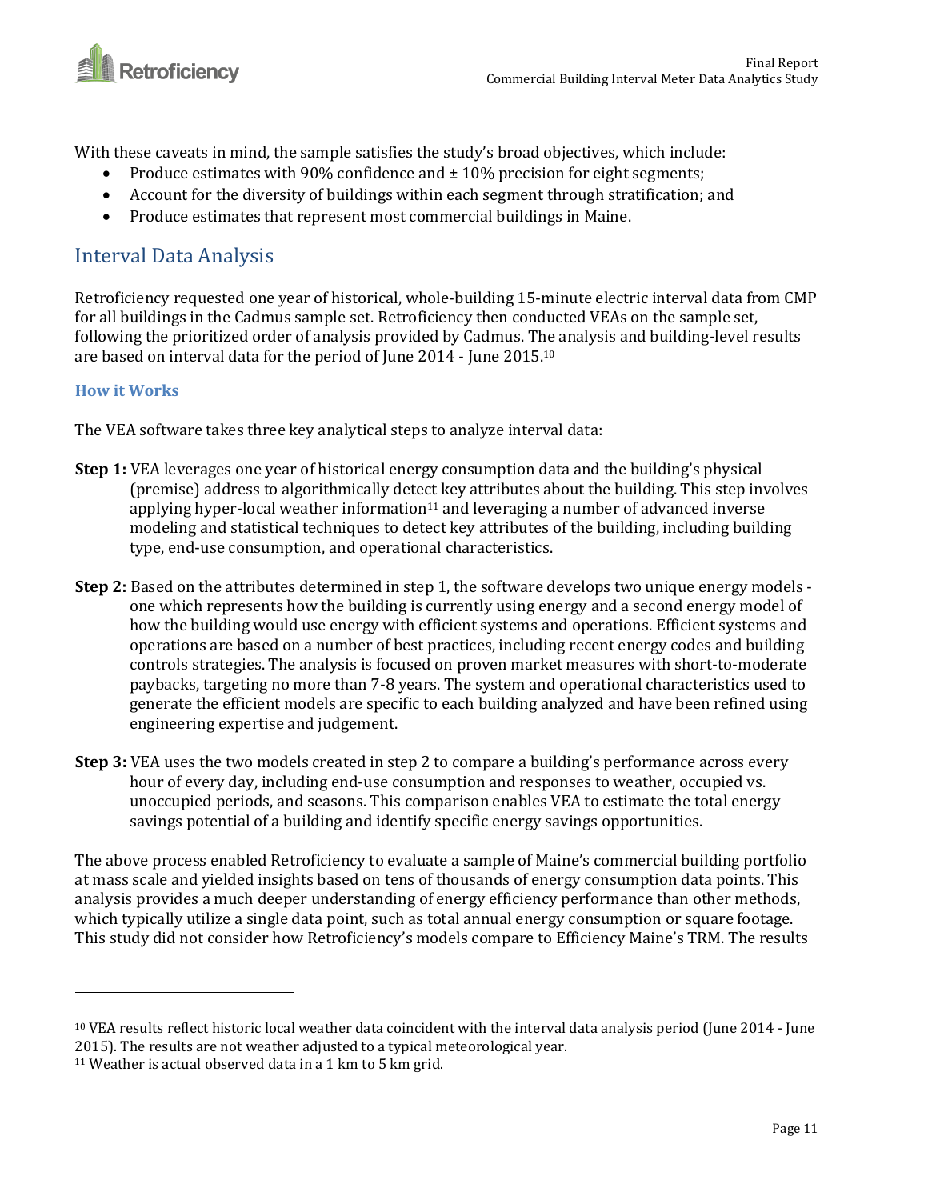With these caveats in mind, the sample satisfies the study's broad objectives, which include:

- Produce estimates with 90% confidence and ± 10% precision for eight segments;
- Account for the diversity of buildings within each segment through stratification; and
- Produce estimates that represent most commercial buildings in Maine.

## Interval Data Analysis

Retroficiency requested one year of historical, whole-building 15-minute electric interval data from CMP for all buildings in the Cadmus sample set. Retroficiency then conducted VEAs on the sample set, following the prioritized order of analysis provided by Cadmus. The analysis and building-level results are based on interval data for the period of June 2014 - June 2015.[10]

### How it Works

The VEA software takes three key analytical steps to analyze interval data:

**Step 1:** VEA leverages one year of historical energy consumption data and the building's physical (premise) address to algorithmically detect key attributes about the building. This step involves applying hyper-local weather information[11] and leveraging a number of advanced inverse modeling and statistical techniques to detect key attributes of the building, including building type, end-use consumption, and operational characteristics.

**Step 2:** Based on the attributes determined in step 1, the software develops two unique energy models - one which represents how the building is currently using energy and a second energy model of how the building would use energy with efficient systems and operations. Efficient systems and operations are based on a number of best practices, including recent energy codes and building controls strategies. The analysis is focused on proven market measures with short-to-moderate paybacks, targeting no more than 7-8 years. The system and operational characteristics used to generate the efficient models are specific to each building analyzed and have been refined using engineering expertise and judgement.

**Step 3:** VEA uses the two models created in step 2 to compare a building's performance across every hour of every day, including end-use consumption and responses to weather, occupied vs. unoccupied periods, and seasons. This comparison enables VEA to estimate the total energy savings potential of a building and identify specific energy savings opportunities.

The above process enabled Retroficiency to evaluate a sample of Maine's commercial building portfolio at mass scale and yielded insights based on tens of thousands of energy consumption data points. This analysis provides a much deeper understanding of energy efficiency performance than other methods, which typically utilize a single data point, such as total annual energy consumption or square footage. This study did not consider how Retroficiency's models compare to Efficiency Maine's TRM. The results

---

[10] VEA results reflect historic local weather data coincident with the interval data analysis period (June 2014 - June 2015). The results are not weather adjusted to a typical meteorological year.

[11] Weather is actual observed data in a 1 km to 5 km grid.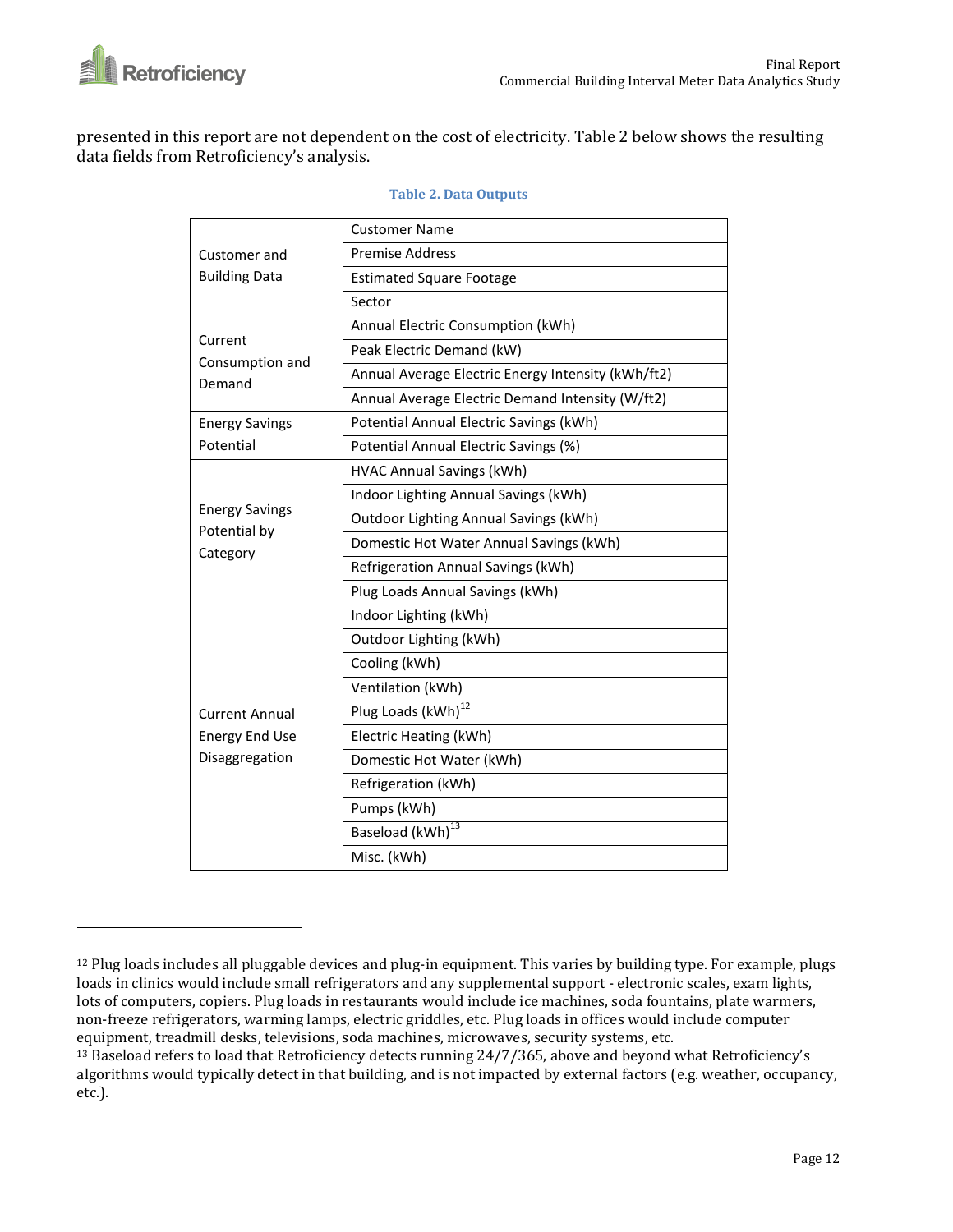presented in this report are not dependent on the cost of electricity. Table 2 below shows the resulting data fields from Retroficiency's analysis.

**Table 2. Data Outputs**

| | |
|---|---|
| Customer and Building Data | Customer Name |
| | Premise Address |
| | Estimated Square Footage |
| | Sector |
| Current Consumption and Demand | Annual Electric Consumption (kWh) |
| | Peak Electric Demand (kW) |
| | Annual Average Electric Energy Intensity (kWh/ft2) |
| | Annual Average Electric Demand Intensity (W/ft2) |
| Energy Savings Potential | Potential Annual Electric Savings (kWh) |
| | Potential Annual Electric Savings (%) |
| Energy Savings Potential by Category | HVAC Annual Savings (kWh) |
| | Indoor Lighting Annual Savings (kWh) |
| | Outdoor Lighting Annual Savings (kWh) |
| | Domestic Hot Water Annual Savings (kWh) |
| | Refrigeration Annual Savings (kWh) |
| | Plug Loads Annual Savings (kWh) |
| Current Annual Energy End Use Disaggregation | Indoor Lighting (kWh) |
| | Outdoor Lighting (kWh) |
| | Cooling (kWh) |
| | Ventilation (kWh) |
| | Plug Loads (kWh)[12] |
| | Electric Heating (kWh) |
| | Domestic Hot Water (kWh) |
| | Refrigeration (kWh) |
| | Pumps (kWh) |
| | Baseload (kWh)[13] |
| | Misc. (kWh) |

[12] Plug loads includes all pluggable devices and plug-in equipment. This varies by building type. For example, plugs loads in clinics would include small refrigerators and any supplemental support - electronic scales, exam lights, lots of computers, copiers. Plug loads in restaurants would include ice machines, soda fountains, plate warmers, non-freeze refrigerators, warming lamps, electric griddles, etc. Plug loads in offices would include computer equipment, treadmill desks, televisions, soda machines, microwaves, security systems, etc.

[13] Baseload refers to load that Retroficiency detects running 24/7/365, above and beyond what Retroficiency's algorithms would typically detect in that building, and is not impacted by external factors (e.g. weather, occupancy, etc.).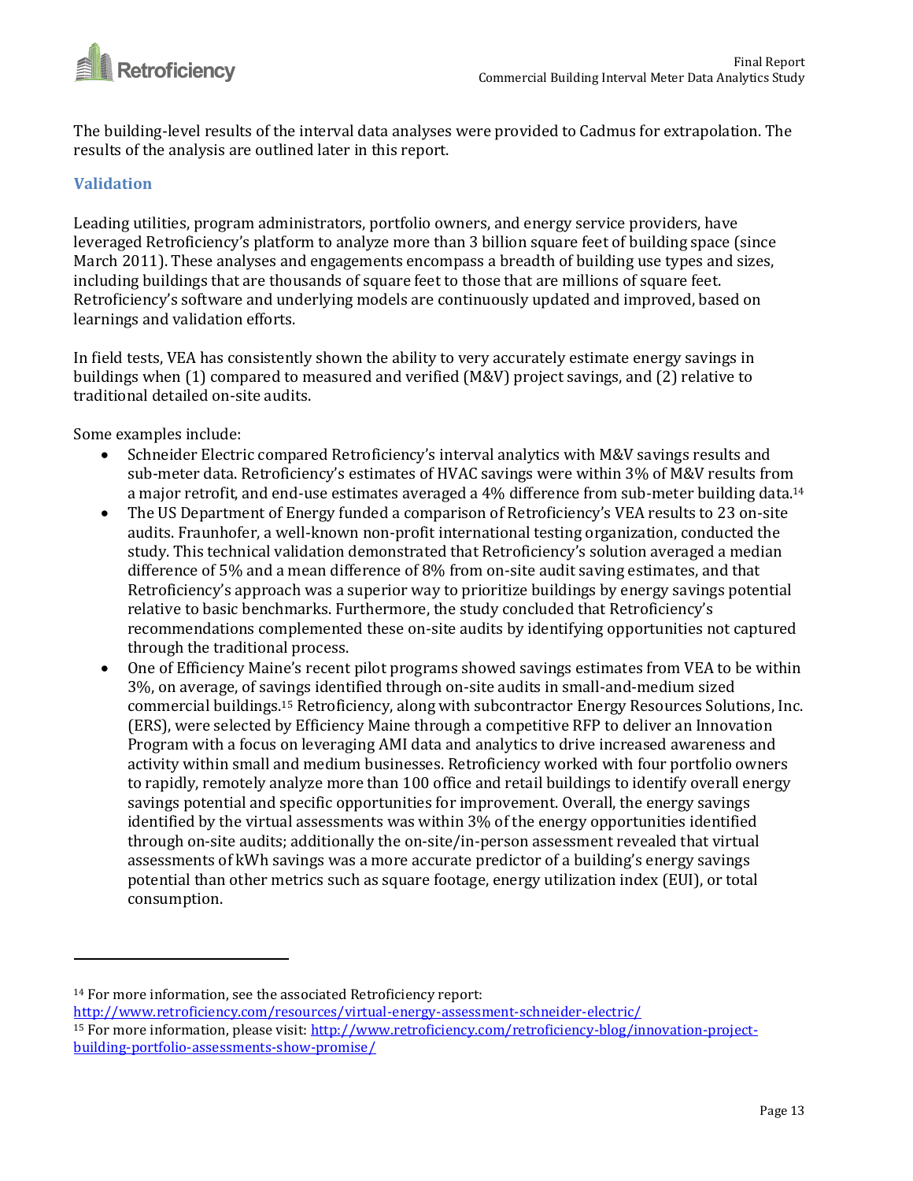The building-level results of the interval data analyses were provided to Cadmus for extrapolation. The results of the analysis are outlined later in this report.

### Validation

Leading utilities, program administrators, portfolio owners, and energy service providers, have leveraged Retroficiency's platform to analyze more than 3 billion square feet of building space (since March 2011). These analyses and engagements encompass a breadth of building use types and sizes, including buildings that are thousands of square feet to those that are millions of square feet. Retroficiency's software and underlying models are continuously updated and improved, based on learnings and validation efforts.

In field tests, VEA has consistently shown the ability to very accurately estimate energy savings in buildings when (1) compared to measured and verified (M&V) project savings, and (2) relative to traditional detailed on-site audits.

Some examples include:

- Schneider Electric compared Retroficiency's interval analytics with M&V savings results and sub-meter data. Retroficiency's estimates of HVAC savings were within 3% of M&V results from a major retrofit, and end-use estimates averaged a 4% difference from sub-meter building data.[14]
- The US Department of Energy funded a comparison of Retroficiency's VEA results to 23 on-site audits. Fraunhofer, a well-known non-profit international testing organization, conducted the study. This technical validation demonstrated that Retroficiency's solution averaged a median difference of 5% and a mean difference of 8% from on-site audit saving estimates, and that Retroficiency's approach was a superior way to prioritize buildings by energy savings potential relative to basic benchmarks. Furthermore, the study concluded that Retroficiency's recommendations complemented these on-site audits by identifying opportunities not captured through the traditional process.
- One of Efficiency Maine's recent pilot programs showed savings estimates from VEA to be within 3%, on average, of savings identified through on-site audits in small-and-medium sized commercial buildings.[15] Retroficiency, along with subcontractor Energy Resources Solutions, Inc. (ERS), were selected by Efficiency Maine through a competitive RFP to deliver an Innovation Program with a focus on leveraging AMI data and analytics to drive increased awareness and activity within small and medium businesses. Retroficiency worked with four portfolio owners to rapidly, remotely analyze more than 100 office and retail buildings to identify overall energy savings potential and specific opportunities for improvement. Overall, the energy savings identified by the virtual assessments was within 3% of the energy opportunities identified through on-site audits; additionally the on-site/in-person assessment revealed that virtual assessments of kWh savings was a more accurate predictor of a building's energy savings potential than other metrics such as square footage, energy utilization index (EUI), or total consumption.

---

[14] For more information, see the associated Retroficiency report: http://www.retroficiency.com/resources/virtual-energy-assessment-schneider-electric/

[15] For more information, please visit: http://www.retroficiency.com/retroficiency-blog/innovation-project-building-portfolio-assessments-show-promise/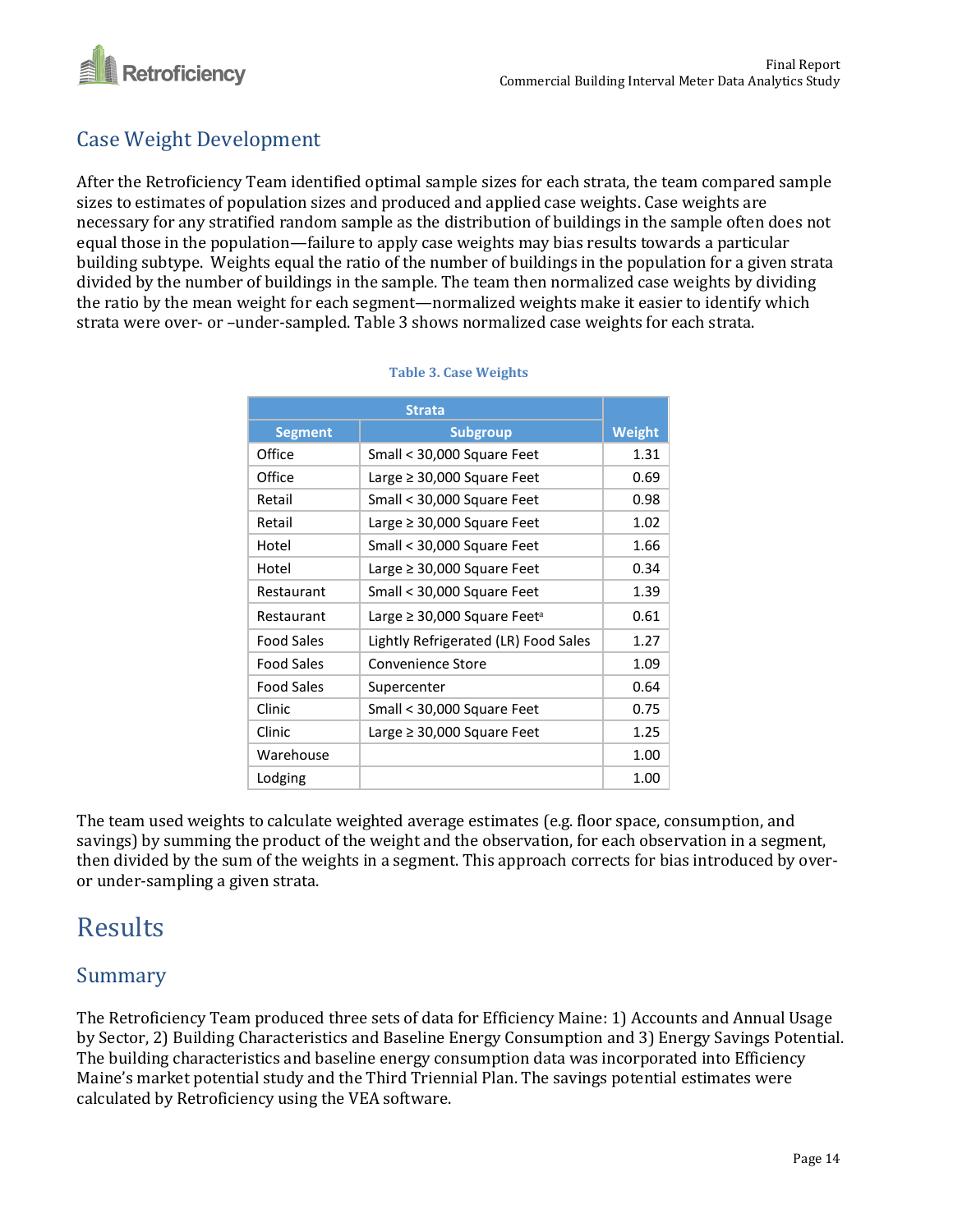## Case Weight Development

After the Retroficiency Team identified optimal sample sizes for each strata, the team compared sample sizes to estimates of population sizes and produced and applied case weights. Case weights are necessary for any stratified random sample as the distribution of buildings in the sample often does not equal those in the population—failure to apply case weights may bias results towards a particular building subtype. Weights equal the ratio of the number of buildings in the population for a given strata divided by the number of buildings in the sample. The team then normalized case weights by dividing the ratio by the mean weight for each segment—normalized weights make it easier to identify which strata were over- or –under-sampled. Table 3 shows normalized case weights for each strata.

**Table 3. Case Weights**

| Strata | | Weight |
|---|---|---|
| Segment | Subgroup | |
| Office | Small < 30,000 Square Feet | 1.31 |
| Office | Large ≥ 30,000 Square Feet | 0.69 |
| Retail | Small < 30,000 Square Feet | 0.98 |
| Retail | Large ≥ 30,000 Square Feet | 1.02 |
| Hotel | Small < 30,000 Square Feet | 1.66 |
| Hotel | Large ≥ 30,000 Square Feet | 0.34 |
| Restaurant | Small < 30,000 Square Feet | 1.39 |
| Restaurant | Large ≥ 30,000 Square Feet[a] | 0.61 |
| Food Sales | Lightly Refrigerated (LR) Food Sales | 1.27 |
| Food Sales | Convenience Store | 1.09 |
| Food Sales | Supercenter | 0.64 |
| Clinic | Small < 30,000 Square Feet | 0.75 |
| Clinic | Large ≥ 30,000 Square Feet | 1.25 |
| Warehouse | | 1.00 |
| Lodging | | 1.00 |

The team used weights to calculate weighted average estimates (e.g. floor space, consumption, and savings) by summing the product of the weight and the observation, for each observation in a segment, then divided by the sum of the weights in a segment. This approach corrects for bias introduced by over- or under-sampling a given strata.

# Results

## Summary

The Retroficiency Team produced three sets of data for Efficiency Maine: 1) Accounts and Annual Usage by Sector, 2) Building Characteristics and Baseline Energy Consumption and 3) Energy Savings Potential. The building characteristics and baseline energy consumption data was incorporated into Efficiency Maine's market potential study and the Third Triennial Plan. The savings potential estimates were calculated by Retroficiency using the VEA software.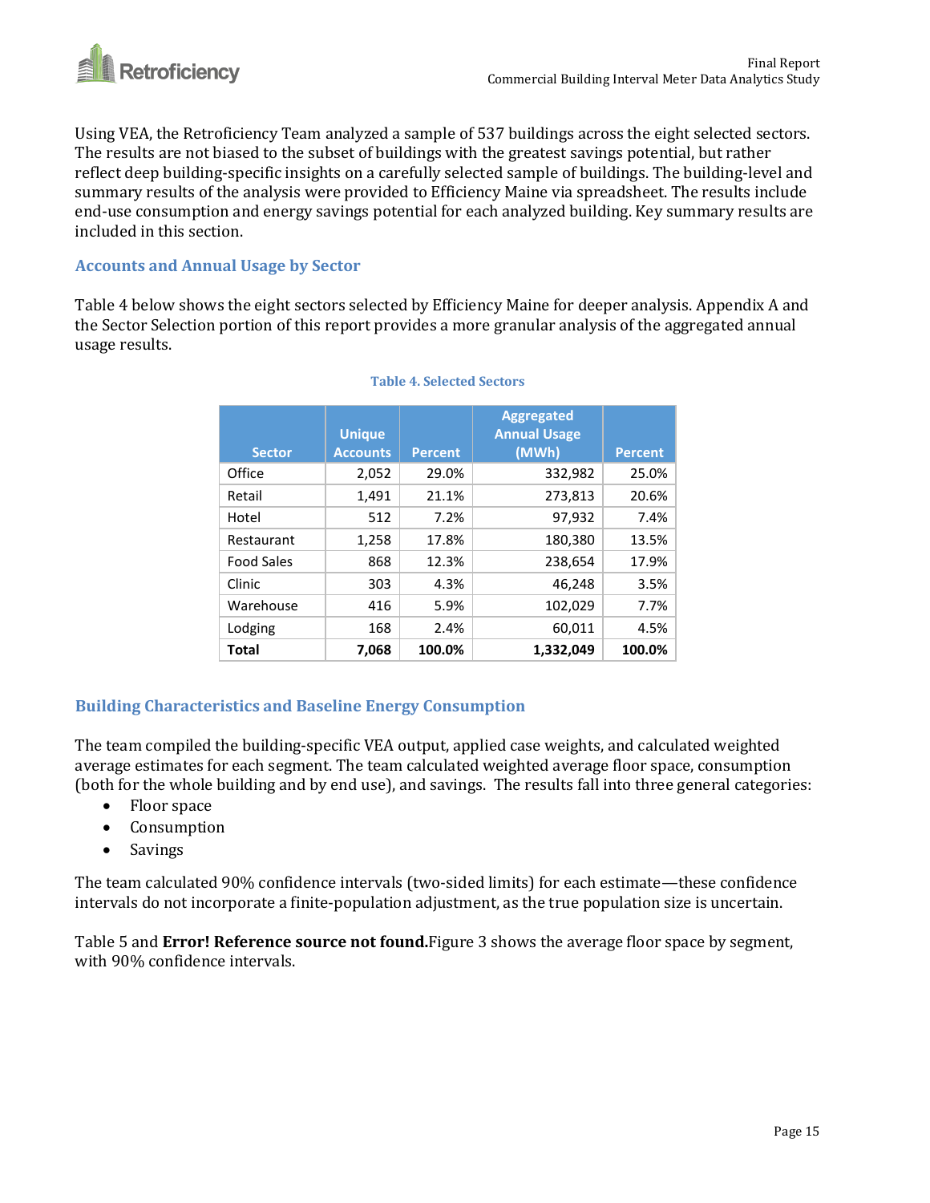Using VEA, the Retroficiency Team analyzed a sample of 537 buildings across the eight selected sectors. The results are not biased to the subset of buildings with the greatest savings potential, but rather reflect deep building-specific insights on a carefully selected sample of buildings. The building-level and summary results of the analysis were provided to Efficiency Maine via spreadsheet. The results include end-use consumption and energy savings potential for each analyzed building. Key summary results are included in this section.

### Accounts and Annual Usage by Sector

Table 4 below shows the eight sectors selected by Efficiency Maine for deeper analysis. Appendix A and the Sector Selection portion of this report provides a more granular analysis of the aggregated annual usage results.

**Table 4. Selected Sectors**

| Sector | Unique Accounts | Percent | Aggregated Annual Usage (MWh) | Percent |
|---|---|---|---|---|
| Office | 2,052 | 29.0% | 332,982 | 25.0% |
| Retail | 1,491 | 21.1% | 273,813 | 20.6% |
| Hotel | 512 | 7.2% | 97,932 | 7.4% |
| Restaurant | 1,258 | 17.8% | 180,380 | 13.5% |
| Food Sales | 868 | 12.3% | 238,654 | 17.9% |
| Clinic | 303 | 4.3% | 46,248 | 3.5% |
| Warehouse | 416 | 5.9% | 102,029 | 7.7% |
| Lodging | 168 | 2.4% | 60,011 | 4.5% |
| **Total** | **7,068** | **100.0%** | **1,332,049** | **100.0%** |

### Building Characteristics and Baseline Energy Consumption

The team compiled the building-specific VEA output, applied case weights, and calculated weighted average estimates for each segment. The team calculated weighted average floor space, consumption (both for the whole building and by end use), and savings. The results fall into three general categories:

- Floor space
- Consumption
- Savings

The team calculated 90% confidence intervals (two-sided limits) for each estimate—these confidence intervals do not incorporate a finite-population adjustment, as the true population size is uncertain.

Table 5 and **Error! Reference source not found.**Figure 3 shows the average floor space by segment, with 90% confidence intervals.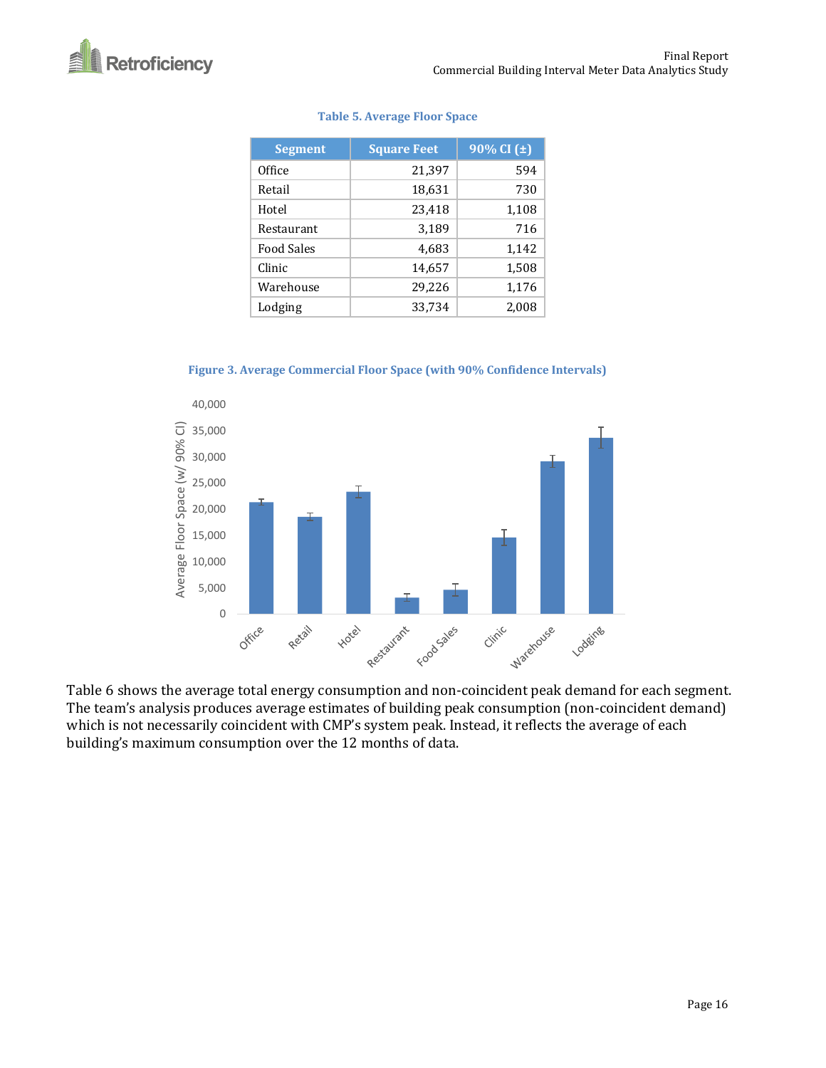**Table 5. Average Floor Space**

| Segment | Square Feet | 90% CI (±) |
|---|---|---|
| Office | 21,397 | 594 |
| Retail | 18,631 | 730 |
| Hotel | 23,418 | 1,108 |
| Restaurant | 3,189 | 716 |
| Food Sales | 4,683 | 1,142 |
| Clinic | 14,657 | 1,508 |
| Warehouse | 29,226 | 1,176 |
| Lodging | 33,734 | 2,008 |

**Figure 3. Average Commercial Floor Space (with 90% Confidence Intervals)**

Table 6 shows the average total energy consumption and non-coincident peak demand for each segment. The team's analysis produces average estimates of building peak consumption (non-coincident demand) which is not necessarily coincident with CMP's system peak. Instead, it reflects the average of each building's maximum consumption over the 12 months of data.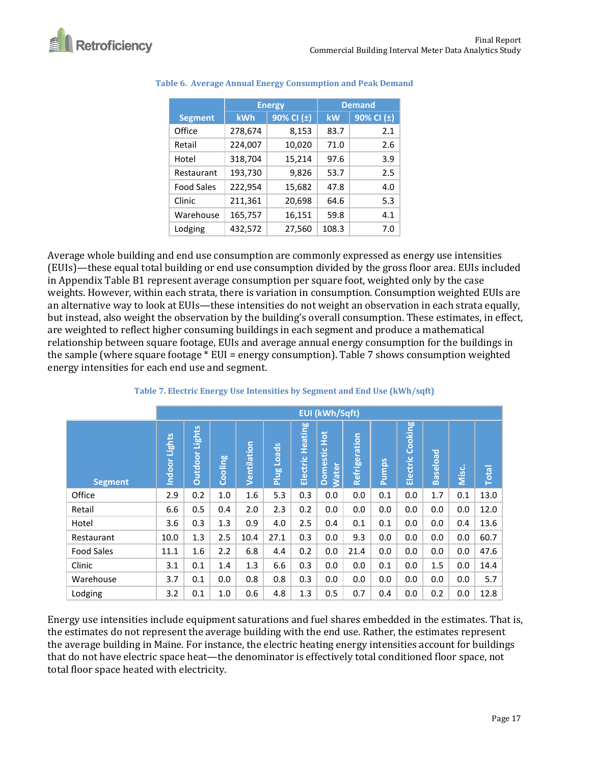**Table 6. Average Annual Energy Consumption and Peak Demand**

| Segment | Energy | | Demand | |
|---|---|---|---|---|
| | kWh | 90% CI (±) | kW | 90% CI (±) |
| Office | 278,674 | 8,153 | 83.7 | 2.1 |
| Retail | 224,007 | 10,020 | 71.0 | 2.6 |
| Hotel | 318,704 | 15,214 | 97.6 | 3.9 |
| Restaurant | 193,730 | 9,826 | 53.7 | 2.5 |
| Food Sales | 222,954 | 15,682 | 47.8 | 4.0 |
| Clinic | 211,361 | 20,698 | 64.6 | 5.3 |
| Warehouse | 165,757 | 16,151 | 59.8 | 4.1 |
| Lodging | 432,572 | 27,560 | 108.3 | 7.0 |

Average whole building and end use consumption are commonly expressed as energy use intensities (EUIs)—these equal total building or end use consumption divided by the gross floor area. EUIs included in Appendix Table B1 represent average consumption per square foot, weighted only by the case weights. However, within each strata, there is variation in consumption. Consumption weighted EUIs are an alternative way to look at EUIs—these intensities do not weight an observation in each strata equally, but instead, also weight the observation by the building's overall consumption. These estimates, in effect, are weighted to reflect higher consuming buildings in each segment and produce a mathematical relationship between square footage, EUIs and average annual energy consumption for the buildings in the sample (where square footage * EUI = energy consumption). Table 7 shows consumption weighted energy intensities for each end use and segment.

**Table 7. Electric Energy Use Intensities by Segment and End Use (kWh/sqft)**

| | EUI (kWh/Sqft) | | | | | | | | | | | | |
|---|---|---|---|---|---|---|---|---|---|---|---|---|---|
| Segment | Indoor Lights | Outdoor Lights | Cooling | Ventilation | Plug Loads | Electric Heating | Domestic Hot Water | Refrigeration | Pumps | Electric Cooking | Baseload | Misc. | Total |
| Office | 2.9 | 0.2 | 1.0 | 1.6 | 5.3 | 0.3 | 0.0 | 0.0 | 0.1 | 0.0 | 1.7 | 0.1 | 13.0 |
| Retail | 6.6 | 0.5 | 0.4 | 2.0 | 2.3 | 0.2 | 0.0 | 0.0 | 0.0 | 0.0 | 0.0 | 0.0 | 12.0 |
| Hotel | 3.6 | 0.3 | 1.3 | 0.9 | 4.0 | 2.5 | 0.4 | 0.1 | 0.1 | 0.0 | 0.0 | 0.4 | 13.6 |
| Restaurant | 10.0 | 1.3 | 2.5 | 10.4 | 27.1 | 0.3 | 0.0 | 9.3 | 0.0 | 0.0 | 0.0 | 0.0 | 60.7 |
| Food Sales | 11.1 | 1.6 | 2.2 | 6.8 | 4.4 | 0.2 | 0.0 | 21.4 | 0.0 | 0.0 | 0.0 | 0.0 | 47.6 |
| Clinic | 3.1 | 0.1 | 1.4 | 1.3 | 6.6 | 0.3 | 0.0 | 0.0 | 0.1 | 0.0 | 1.5 | 0.0 | 14.4 |
| Warehouse | 3.7 | 0.1 | 0.0 | 0.8 | 0.8 | 0.3 | 0.0 | 0.0 | 0.0 | 0.0 | 0.0 | 0.0 | 5.7 |
| Lodging | 3.2 | 0.1 | 1.0 | 0.6 | 4.8 | 1.3 | 0.5 | 0.7 | 0.4 | 0.0 | 0.2 | 0.0 | 12.8 |

Energy use intensities include equipment saturations and fuel shares embedded in the estimates. That is, the estimates do not represent the average building with the end use. Rather, the estimates represent the average building in Maine. For instance, the electric heating energy intensities account for buildings that do not have electric space heat—the denominator is effectively total conditioned floor space, not total floor space heated with electricity.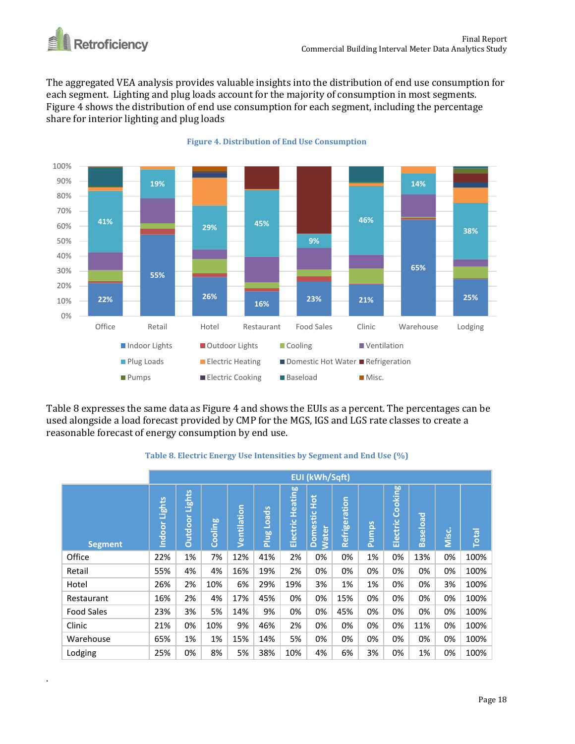The aggregated VEA analysis provides valuable insights into the distribution of end use consumption for each segment. Lighting and plug loads account for the majority of consumption in most segments. Figure 4 shows the distribution of end use consumption for each segment, including the percentage share for interior lighting and plug loads

**Figure 4. Distribution of End Use Consumption**

Table 8 expresses the same data as Figure 4 and shows the EUIs as a percent. The percentages can be used alongside a load forecast provided by CMP for the MGS, IGS and LGS rate classes to create a reasonable forecast of energy consumption by end use.

**Table 8. Electric Energy Use Intensities by Segment and End Use (%)**

| | EUI (kWh/Sqft) | | | | | | | | | | | | |
|---|---|---|---|---|---|---|---|---|---|---|---|---|---|
| Segment | Indoor Lights | Outdoor Lights | Cooling | Ventilation | Plug Loads | Electric Heating | Domestic Hot Water | Refrigeration | Pumps | Electric Cooking | Baseload | Misc. | Total |
| Office | 22% | 1% | 7% | 12% | 41% | 2% | 0% | 0% | 1% | 0% | 13% | 0% | 100% |
| Retail | 55% | 4% | 4% | 16% | 19% | 2% | 0% | 0% | 0% | 0% | 0% | 0% | 100% |
| Hotel | 26% | 2% | 10% | 6% | 29% | 19% | 3% | 1% | 1% | 0% | 0% | 3% | 100% |
| Restaurant | 16% | 2% | 4% | 17% | 45% | 0% | 0% | 15% | 0% | 0% | 0% | 0% | 100% |
| Food Sales | 23% | 3% | 5% | 14% | 9% | 0% | 0% | 45% | 0% | 0% | 0% | 0% | 100% |
| Clinic | 21% | 0% | 10% | 9% | 46% | 2% | 0% | 0% | 0% | 0% | 11% | 0% | 100% |
| Warehouse | 65% | 1% | 1% | 15% | 14% | 5% | 0% | 0% | 0% | 0% | 0% | 0% | 100% |
| Lodging | 25% | 0% | 8% | 5% | 38% | 10% | 4% | 6% | 3% | 0% | 1% | 0% | 100% |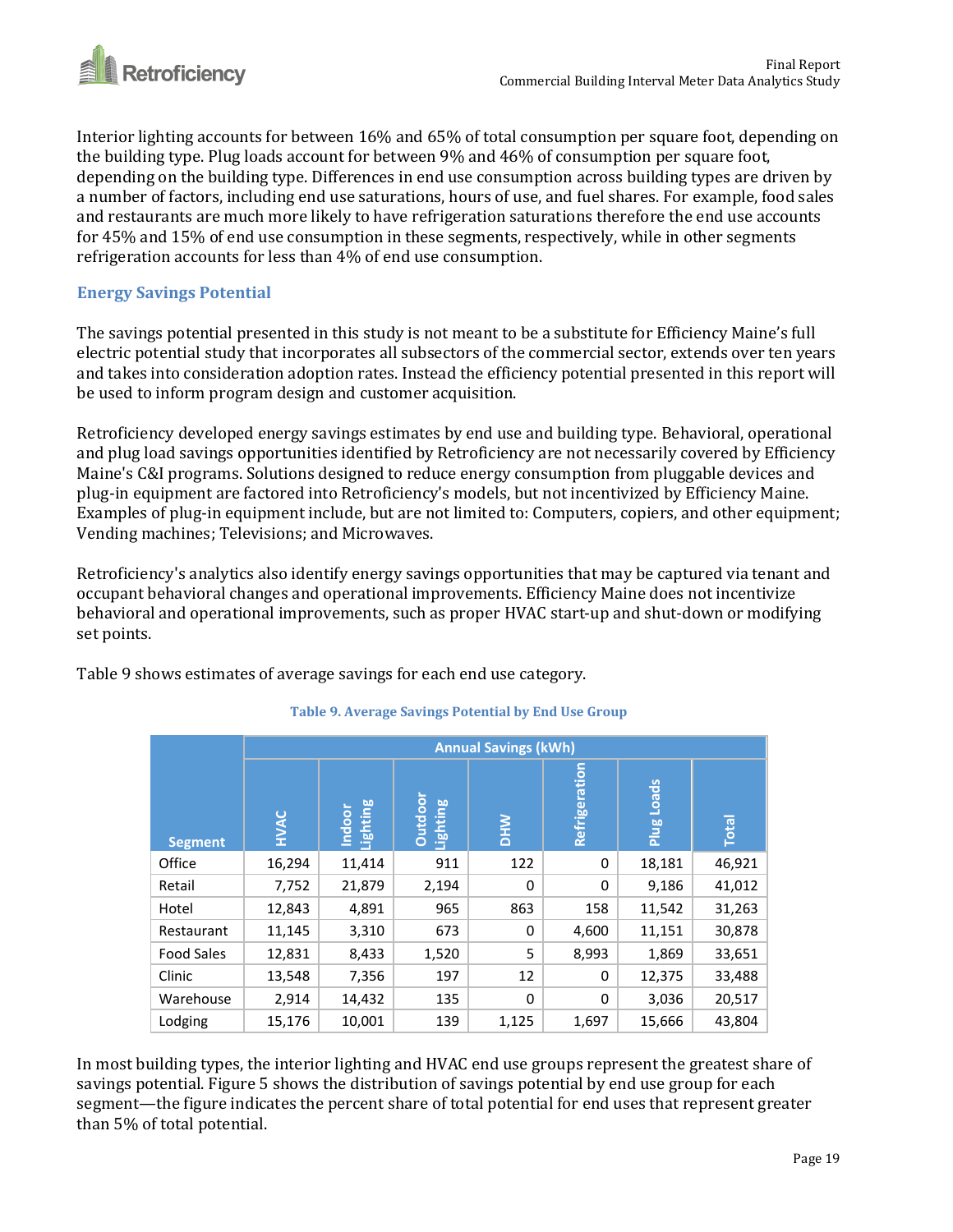Interior lighting accounts for between 16% and 65% of total consumption per square foot, depending on the building type. Plug loads account for between 9% and 46% of consumption per square foot, depending on the building type. Differences in end use consumption across building types are driven by a number of factors, including end use saturations, hours of use, and fuel shares. For example, food sales and restaurants are much more likely to have refrigeration saturations therefore the end use accounts for 45% and 15% of end use consumption in these segments, respectively, while in other segments refrigeration accounts for less than 4% of end use consumption.

### Energy Savings Potential

The savings potential presented in this study is not meant to be a substitute for Efficiency Maine's full electric potential study that incorporates all subsectors of the commercial sector, extends over ten years and takes into consideration adoption rates. Instead the efficiency potential presented in this report will be used to inform program design and customer acquisition.

Retroficiency developed energy savings estimates by end use and building type. Behavioral, operational and plug load savings opportunities identified by Retroficiency are not necessarily covered by Efficiency Maine's C&I programs. Solutions designed to reduce energy consumption from pluggable devices and plug-in equipment are factored into Retroficiency's models, but not incentivized by Efficiency Maine. Examples of plug-in equipment include, but are not limited to: Computers, copiers, and other equipment; Vending machines; Televisions; and Microwaves.

Retroficiency's analytics also identify energy savings opportunities that may be captured via tenant and occupant behavioral changes and operational improvements. Efficiency Maine does not incentivize behavioral and operational improvements, such as proper HVAC start-up and shut-down or modifying set points.

Table 9 shows estimates of average savings for each end use category.

**Table 9. Average Savings Potential by End Use Group**

| Segment | Annual Savings (kWh) | | | | | | |
|---|---|---|---|---|---|---|---|
| | HVAC | Indoor Lighting | Outdoor Lighting | DHW | Refrigeration | Plug Loads | Total |
| Office | 16,294 | 11,414 | 911 | 122 | 0 | 18,181 | 46,921 |
| Retail | 7,752 | 21,879 | 2,194 | 0 | 0 | 9,186 | 41,012 |
| Hotel | 12,843 | 4,891 | 965 | 863 | 158 | 11,542 | 31,263 |
| Restaurant | 11,145 | 3,310 | 673 | 0 | 4,600 | 11,151 | 30,878 |
| Food Sales | 12,831 | 8,433 | 1,520 | 5 | 8,993 | 1,869 | 33,651 |
| Clinic | 13,548 | 7,356 | 197 | 12 | 0 | 12,375 | 33,488 |
| Warehouse | 2,914 | 14,432 | 135 | 0 | 0 | 3,036 | 20,517 |
| Lodging | 15,176 | 10,001 | 139 | 1,125 | 1,697 | 15,666 | 43,804 |

In most building types, the interior lighting and HVAC end use groups represent the greatest share of savings potential. Figure 5 shows the distribution of savings potential by end use group for each segment—the figure indicates the percent share of total potential for end uses that represent greater than 5% of total potential.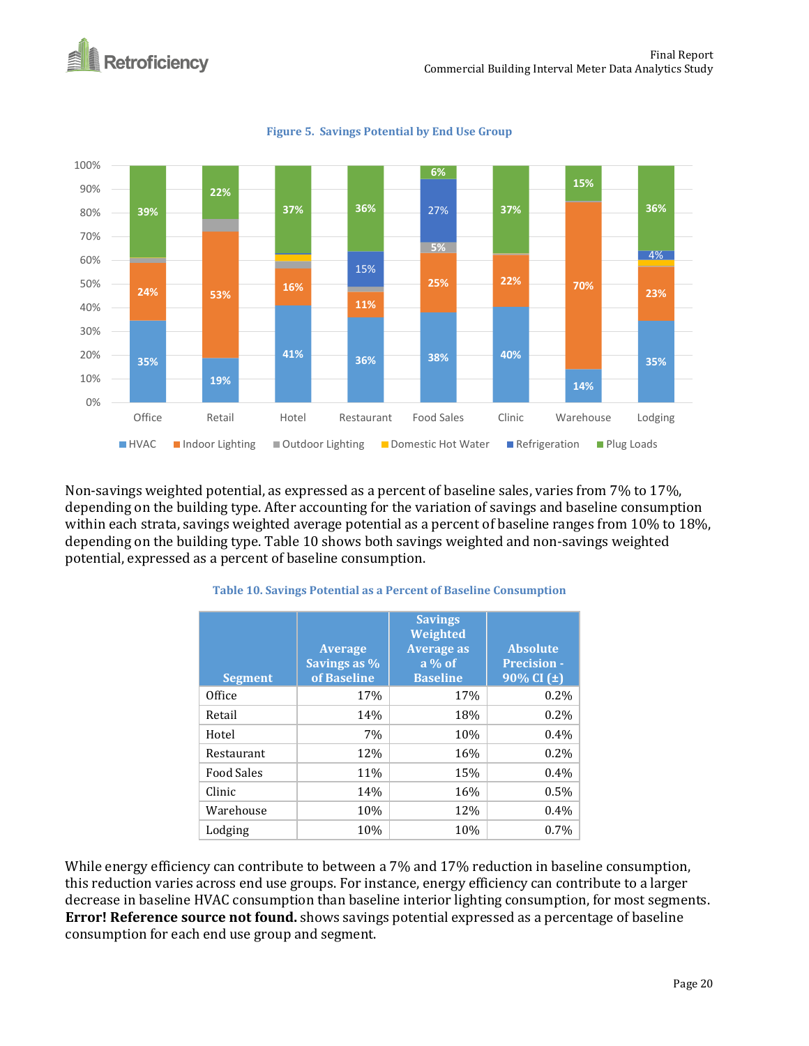**Figure 5. Savings Potential by End Use Group**

Non-savings weighted potential, as expressed as a percent of baseline sales, varies from 7% to 17%, depending on the building type. After accounting for the variation of savings and baseline consumption within each strata, savings weighted average potential as a percent of baseline ranges from 10% to 18%, depending on the building type. Table 10 shows both savings weighted and non-savings weighted potential, expressed as a percent of baseline consumption.

**Table 10. Savings Potential as a Percent of Baseline Consumption**

| Segment | Average Savings as % of Baseline | Savings Weighted Average as a % of Baseline | Absolute Precision - 90% CI (±) |
|---|---|---|---|
| Office | 17% | 17% | 0.2% |
| Retail | 14% | 18% | 0.2% |
| Hotel | 7% | 10% | 0.4% |
| Restaurant | 12% | 16% | 0.2% |
| Food Sales | 11% | 15% | 0.4% |
| Clinic | 14% | 16% | 0.5% |
| Warehouse | 10% | 12% | 0.4% |
| Lodging | 10% | 10% | 0.7% |

While energy efficiency can contribute to between a 7% and 17% reduction in baseline consumption, this reduction varies across end use groups. For instance, energy efficiency can contribute to a larger decrease in baseline HVAC consumption than baseline interior lighting consumption, for most segments. **Error! Reference source not found.** shows savings potential expressed as a percentage of baseline consumption for each end use group and segment.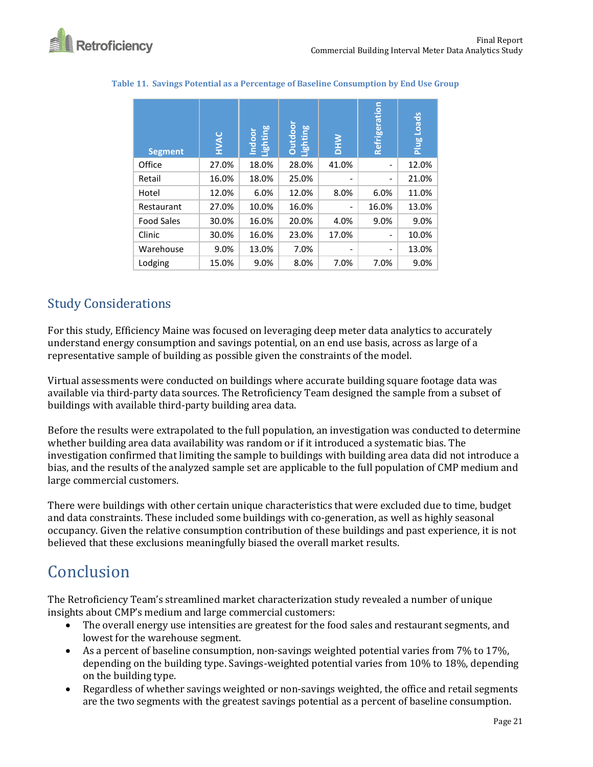**Table 11. Savings Potential as a Percentage of Baseline Consumption by End Use Group**

| Segment | HVAC | Indoor Lighting | Outdoor Lighting | DHW | Refrigeration | Plug Loads |
|---|---|---|---|---|---|---|
| Office | 27.0% | 18.0% | 28.0% | 41.0% | - | 12.0% |
| Retail | 16.0% | 18.0% | 25.0% | - | - | 21.0% |
| Hotel | 12.0% | 6.0% | 12.0% | 8.0% | 6.0% | 11.0% |
| Restaurant | 27.0% | 10.0% | 16.0% | - | 16.0% | 13.0% |
| Food Sales | 30.0% | 16.0% | 20.0% | 4.0% | 9.0% | 9.0% |
| Clinic | 30.0% | 16.0% | 23.0% | 17.0% | - | 10.0% |
| Warehouse | 9.0% | 13.0% | 7.0% | - | - | 13.0% |
| Lodging | 15.0% | 9.0% | 8.0% | 7.0% | 7.0% | 9.0% |

## Study Considerations

For this study, Efficiency Maine was focused on leveraging deep meter data analytics to accurately understand energy consumption and savings potential, on an end use basis, across as large of a representative sample of building as possible given the constraints of the model.

Virtual assessments were conducted on buildings where accurate building square footage data was available via third-party data sources. The Retroficiency Team designed the sample from a subset of buildings with available third-party building area data.

Before the results were extrapolated to the full population, an investigation was conducted to determine whether building area data availability was random or if it introduced a systematic bias. The investigation confirmed that limiting the sample to buildings with building area data did not introduce a bias, and the results of the analyzed sample set are applicable to the full population of CMP medium and large commercial customers.

There were buildings with other certain unique characteristics that were excluded due to time, budget and data constraints. These included some buildings with co-generation, as well as highly seasonal occupancy. Given the relative consumption contribution of these buildings and past experience, it is not believed that these exclusions meaningfully biased the overall market results.

# Conclusion

The Retroficiency Team's streamlined market characterization study revealed a number of unique insights about CMP's medium and large commercial customers:

- The overall energy use intensities are greatest for the food sales and restaurant segments, and lowest for the warehouse segment.
- As a percent of baseline consumption, non-savings weighted potential varies from 7% to 17%, depending on the building type. Savings-weighted potential varies from 10% to 18%, depending on the building type.
- Regardless of whether savings weighted or non-savings weighted, the office and retail segments are the two segments with the greatest savings potential as a percent of baseline consumption.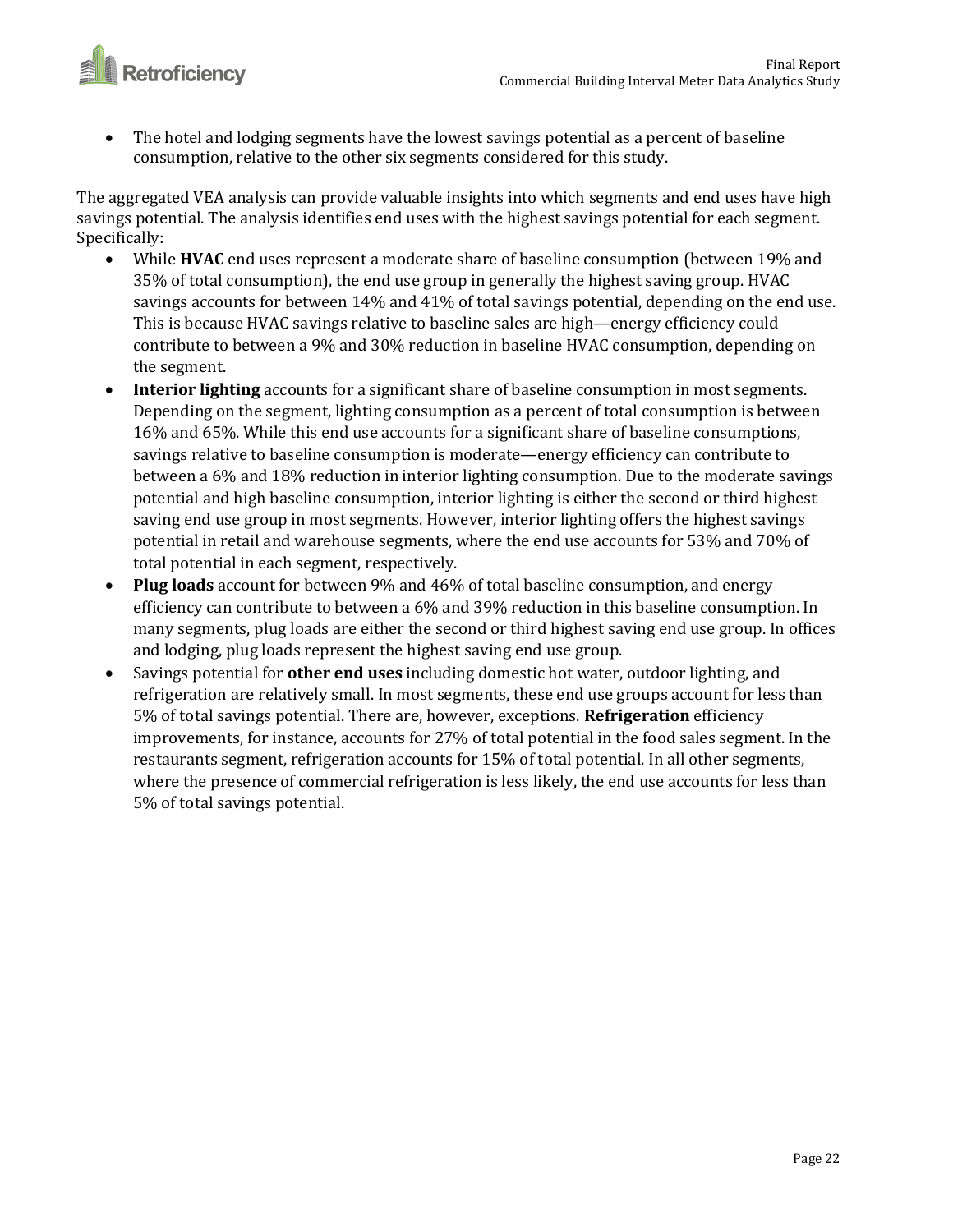- The hotel and lodging segments have the lowest savings potential as a percent of baseline consumption, relative to the other six segments considered for this study.

The aggregated VEA analysis can provide valuable insights into which segments and end uses have high savings potential. The analysis identifies end uses with the highest savings potential for each segment. Specifically:

- While **HVAC** end uses represent a moderate share of baseline consumption (between 19% and 35% of total consumption), the end use group in generally the highest saving group. HVAC savings accounts for between 14% and 41% of total savings potential, depending on the end use. This is because HVAC savings relative to baseline sales are high—energy efficiency could contribute to between a 9% and 30% reduction in baseline HVAC consumption, depending on the segment.
- **Interior lighting** accounts for a significant share of baseline consumption in most segments. Depending on the segment, lighting consumption as a percent of total consumption is between 16% and 65%. While this end use accounts for a significant share of baseline consumptions, savings relative to baseline consumption is moderate—energy efficiency can contribute to between a 6% and 18% reduction in interior lighting consumption. Due to the moderate savings potential and high baseline consumption, interior lighting is either the second or third highest saving end use group in most segments. However, interior lighting offers the highest savings potential in retail and warehouse segments, where the end use accounts for 53% and 70% of total potential in each segment, respectively.
- **Plug loads** account for between 9% and 46% of total baseline consumption, and energy efficiency can contribute to between a 6% and 39% reduction in this baseline consumption. In many segments, plug loads are either the second or third highest saving end use group. In offices and lodging, plug loads represent the highest saving end use group.
- Savings potential for **other end uses** including domestic hot water, outdoor lighting, and refrigeration are relatively small. In most segments, these end use groups account for less than 5% of total savings potential. There are, however, exceptions. **Refrigeration** efficiency improvements, for instance, accounts for 27% of total potential in the food sales segment. In the restaurants segment, refrigeration accounts for 15% of total potential. In all other segments, where the presence of commercial refrigeration is less likely, the end use accounts for less than 5% of total savings potential.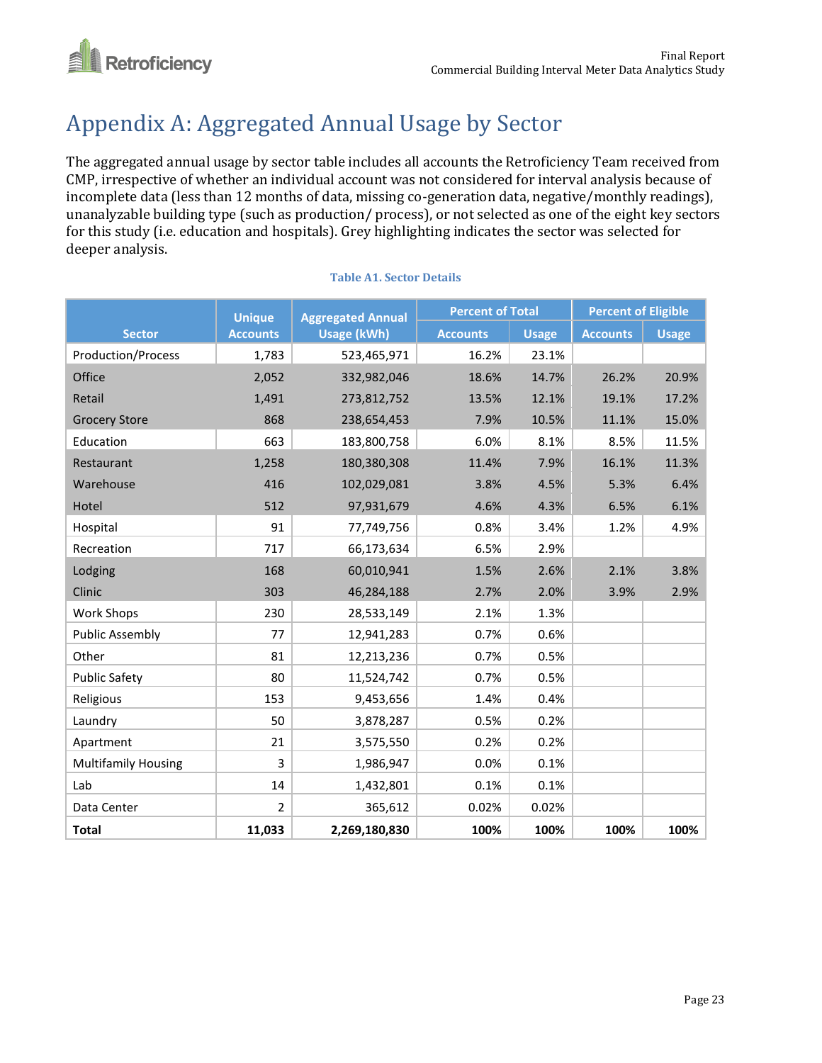# Appendix A: Aggregated Annual Usage by Sector

The aggregated annual usage by sector table includes all accounts the Retroficiency Team received from CMP, irrespective of whether an individual account was not considered for interval analysis because of incomplete data (less than 12 months of data, missing co-generation data, negative/monthly readings), unanalyzable building type (such as production/ process), or not selected as one of the eight key sectors for this study (i.e. education and hospitals). Grey highlighting indicates the sector was selected for deeper analysis.

**Table A1. Sector Details**

| Sector | Unique Accounts | Aggregated Annual Usage (kWh) | Percent of Total | | Percent of Eligible | |
|---|---|---|---|---|---|---|
| | | | Accounts | Usage | Accounts | Usage |
| Production/Process | 1,783 | 523,465,971 | 16.2% | 23.1% | | |
| Office | 2,052 | 332,982,046 | 18.6% | 14.7% | 26.2% | 20.9% |
| Retail | 1,491 | 273,812,752 | 13.5% | 12.1% | 19.1% | 17.2% |
| Grocery Store | 868 | 238,654,453 | 7.9% | 10.5% | 11.1% | 15.0% |
| Education | 663 | 183,800,758 | 6.0% | 8.1% | 8.5% | 11.5% |
| Restaurant | 1,258 | 180,380,308 | 11.4% | 7.9% | 16.1% | 11.3% |
| Warehouse | 416 | 102,029,081 | 3.8% | 4.5% | 5.3% | 6.4% |
| Hotel | 512 | 97,931,679 | 4.6% | 4.3% | 6.5% | 6.1% |
| Hospital | 91 | 77,749,756 | 0.8% | 3.4% | 1.2% | 4.9% |
| Recreation | 717 | 66,173,634 | 6.5% | 2.9% | | |
| Lodging | 168 | 60,010,941 | 1.5% | 2.6% | 2.1% | 3.8% |
| Clinic | 303 | 46,284,188 | 2.7% | 2.0% | 3.9% | 2.9% |
| Work Shops | 230 | 28,533,149 | 2.1% | 1.3% | | |
| Public Assembly | 77 | 12,941,283 | 0.7% | 0.6% | | |
| Other | 81 | 12,213,236 | 0.7% | 0.5% | | |
| Public Safety | 80 | 11,524,742 | 0.7% | 0.5% | | |
| Religious | 153 | 9,453,656 | 1.4% | 0.4% | | |
| Laundry | 50 | 3,878,287 | 0.5% | 0.2% | | |
| Apartment | 21 | 3,575,550 | 0.2% | 0.2% | | |
| Multifamily Housing | 3 | 1,986,947 | 0.0% | 0.1% | | |
| Lab | 14 | 1,432,801 | 0.1% | 0.1% | | |
| Data Center | 2 | 365,612 | 0.02% | 0.02% | | |
| **Total** | **11,033** | **2,269,180,830** | **100%** | **100%** | **100%** | **100%** |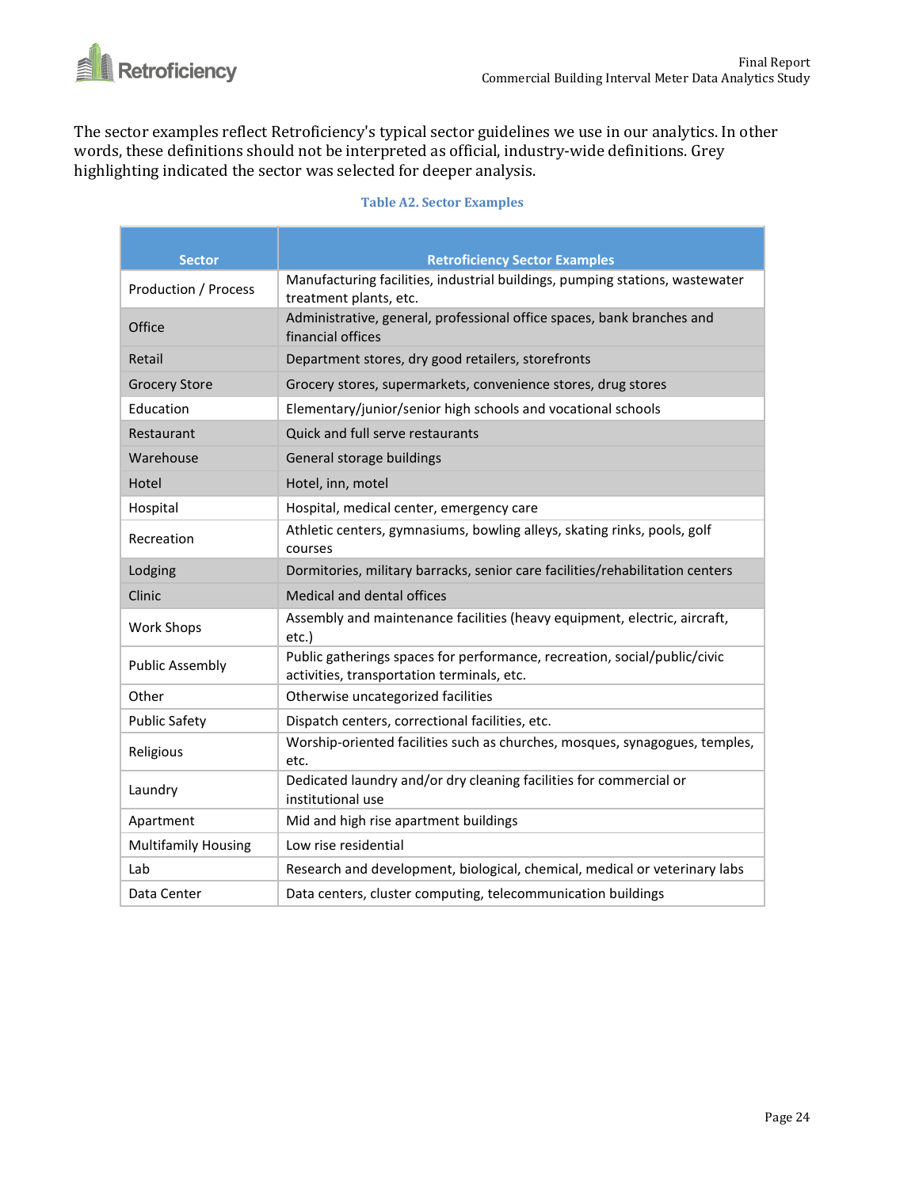The sector examples reflect Retroficiency's typical sector guidelines we use in our analytics. In other words, these definitions should not be interpreted as official, industry-wide definitions. Grey highlighting indicated the sector was selected for deeper analysis.

**Table A2. Sector Examples**

| Sector | Retroficiency Sector Examples |
|---|---|
| Production / Process | Manufacturing facilities, industrial buildings, pumping stations, wastewater treatment plants, etc. |
| Office | Administrative, general, professional office spaces, bank branches and financial offices |
| Retail | Department stores, dry good retailers, storefronts |
| Grocery Store | Grocery stores, supermarkets, convenience stores, drug stores |
| Education | Elementary/junior/senior high schools and vocational schools |
| Restaurant | Quick and full serve restaurants |
| Warehouse | General storage buildings |
| Hotel | Hotel, inn, motel |
| Hospital | Hospital, medical center, emergency care |
| Recreation | Athletic centers, gymnasiums, bowling alleys, skating rinks, pools, golf courses |
| Lodging | Dormitories, military barracks, senior care facilities/rehabilitation centers |
| Clinic | Medical and dental offices |
| Work Shops | Assembly and maintenance facilities (heavy equipment, electric, aircraft, etc.) |
| Public Assembly | Public gatherings spaces for performance, recreation, social/public/civic activities, transportation terminals, etc. |
| Other | Otherwise uncategorized facilities |
| Public Safety | Dispatch centers, correctional facilities, etc. |
| Religious | Worship-oriented facilities such as churches, mosques, synagogues, temples, etc. |
| Laundry | Dedicated laundry and/or dry cleaning facilities for commercial or institutional use |
| Apartment | Mid and high rise apartment buildings |
| Multifamily Housing | Low rise residential |
| Lab | Research and development, biological, chemical, medical or veterinary labs |
| Data Center | Data centers, cluster computing, telecommunication buildings |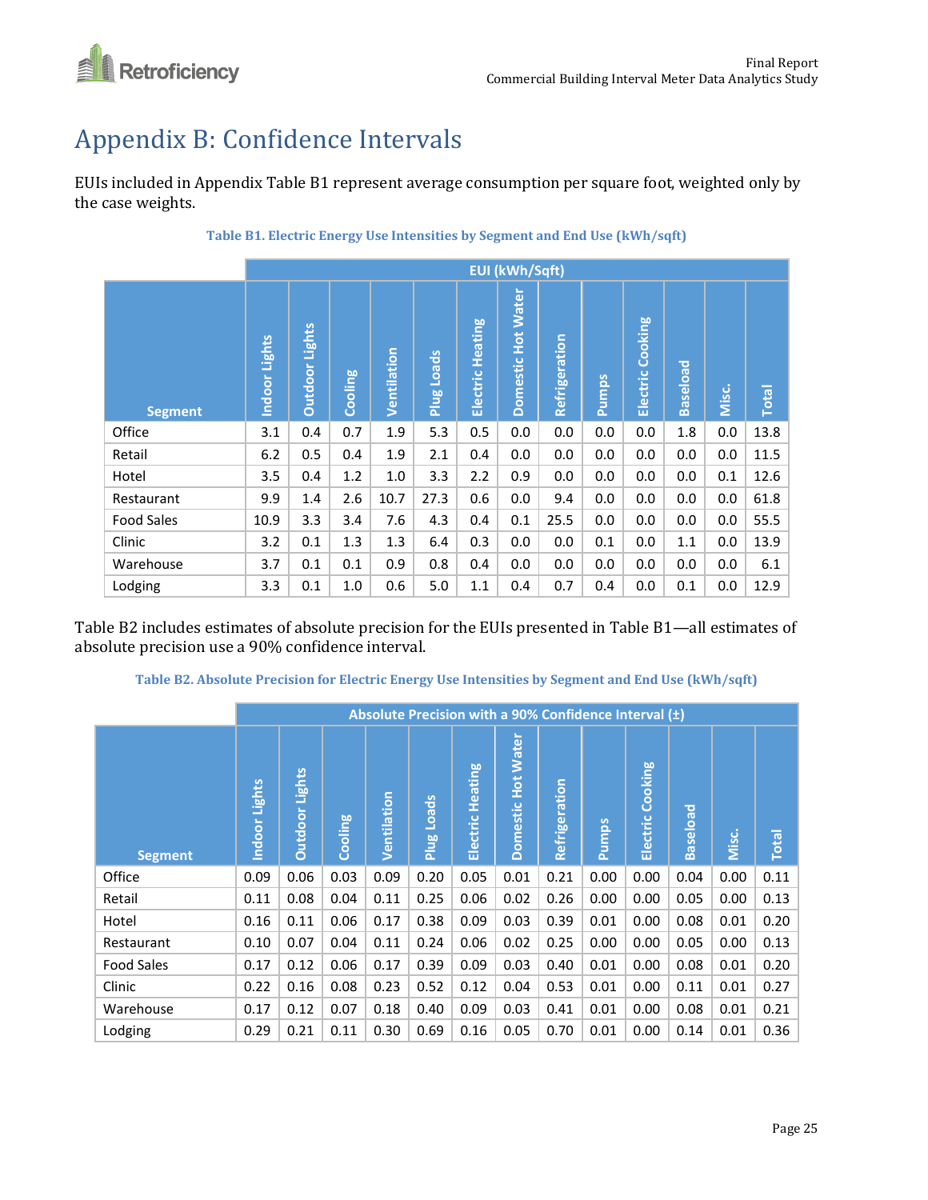# Appendix B: Confidence Intervals

EUIs included in Appendix Table B1 represent average consumption per square foot, weighted only by the case weights.

**Table B1. Electric Energy Use Intensities by Segment and End Use (kWh/sqft)**

| | EUI (kWh/Sqft) | | | | | | | | | | | | |
|---|---|---|---|---|---|---|---|---|---|---|---|---|---|
| Segment | Indoor Lights | Outdoor Lights | Cooling | Ventilation | Plug Loads | Electric Heating | Domestic Hot Water | Refrigeration | Pumps | Electric Cooking | Baseload | Misc. | Total |
| Office | 3.1 | 0.4 | 0.7 | 1.9 | 5.3 | 0.5 | 0.0 | 0.0 | 0.0 | 0.0 | 1.8 | 0.0 | 13.8 |
| Retail | 6.2 | 0.5 | 0.4 | 1.9 | 2.1 | 0.4 | 0.0 | 0.0 | 0.0 | 0.0 | 0.0 | 0.0 | 11.5 |
| Hotel | 3.5 | 0.4 | 1.2 | 1.0 | 3.3 | 2.2 | 0.9 | 0.0 | 0.0 | 0.0 | 0.0 | 0.1 | 12.6 |
| Restaurant | 9.9 | 1.4 | 2.6 | 10.7 | 27.3 | 0.6 | 0.0 | 9.4 | 0.0 | 0.0 | 0.0 | 0.0 | 61.8 |
| Food Sales | 10.9 | 3.3 | 3.4 | 7.6 | 4.3 | 0.4 | 0.1 | 25.5 | 0.0 | 0.0 | 0.0 | 0.0 | 55.5 |
| Clinic | 3.2 | 0.1 | 1.3 | 1.3 | 6.4 | 0.3 | 0.0 | 0.0 | 0.1 | 0.0 | 1.1 | 0.0 | 13.9 |
| Warehouse | 3.7 | 0.1 | 0.1 | 0.9 | 0.8 | 0.4 | 0.0 | 0.0 | 0.0 | 0.0 | 0.0 | 0.0 | 6.1 |
| Lodging | 3.3 | 0.1 | 1.0 | 0.6 | 5.0 | 1.1 | 0.4 | 0.7 | 0.4 | 0.0 | 0.1 | 0.0 | 12.9 |

Table B2 includes estimates of absolute precision for the EUIs presented in Table B1—all estimates of absolute precision use a 90% confidence interval.

**Table B2. Absolute Precision for Electric Energy Use Intensities by Segment and End Use (kWh/sqft)**

| | Absolute Precision with a 90% Confidence Interval (±) | | | | | | | | | | | | |
|---|---|---|---|---|---|---|---|---|---|---|---|---|---|
| Segment | Indoor Lights | Outdoor Lights | Cooling | Ventilation | Plug Loads | Electric Heating | Domestic Hot Water | Refrigeration | Pumps | Electric Cooking | Baseload | Misc. | Total |
| Office | 0.09 | 0.06 | 0.03 | 0.09 | 0.20 | 0.05 | 0.01 | 0.21 | 0.00 | 0.00 | 0.04 | 0.00 | 0.11 |
| Retail | 0.11 | 0.08 | 0.04 | 0.11 | 0.25 | 0.06 | 0.02 | 0.26 | 0.00 | 0.00 | 0.05 | 0.00 | 0.13 |
| Hotel | 0.16 | 0.11 | 0.06 | 0.17 | 0.38 | 0.09 | 0.03 | 0.39 | 0.01 | 0.00 | 0.08 | 0.01 | 0.20 |
| Restaurant | 0.10 | 0.07 | 0.04 | 0.11 | 0.24 | 0.06 | 0.02 | 0.25 | 0.00 | 0.00 | 0.05 | 0.00 | 0.13 |
| Food Sales | 0.17 | 0.12 | 0.06 | 0.17 | 0.39 | 0.09 | 0.03 | 0.40 | 0.01 | 0.00 | 0.08 | 0.01 | 0.20 |
| Clinic | 0.22 | 0.16 | 0.08 | 0.23 | 0.52 | 0.12 | 0.04 | 0.53 | 0.01 | 0.00 | 0.11 | 0.01 | 0.27 |
| Warehouse | 0.17 | 0.12 | 0.07 | 0.18 | 0.40 | 0.09 | 0.03 | 0.41 | 0.01 | 0.00 | 0.08 | 0.01 | 0.21 |
| Lodging | 0.29 | 0.21 | 0.11 | 0.30 | 0.69 | 0.16 | 0.05 | 0.70 | 0.01 | 0.00 | 0.14 | 0.01 | 0.36 |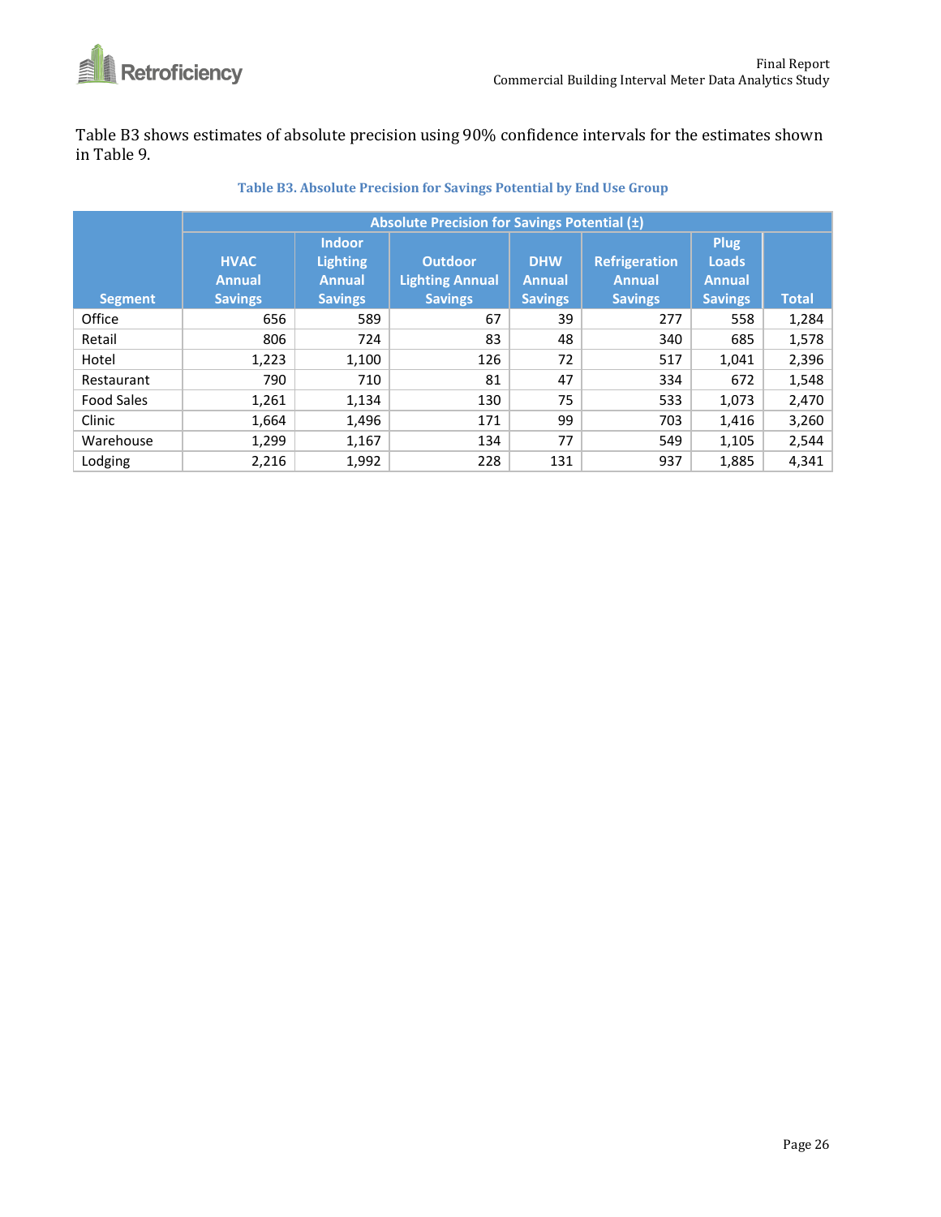Table B3 shows estimates of absolute precision using 90% confidence intervals for the estimates shown in Table 9.

**Table B3. Absolute Precision for Savings Potential by End Use Group**

| | Absolute Precision for Savings Potential (±) | | | | | | |
|---|---|---|---|---|---|---|---|
| Segment | HVAC Annual Savings | Indoor Lighting Annual Savings | Outdoor Lighting Annual Savings | DHW Annual Savings | Refrigeration Annual Savings | Plug Loads Annual Savings | Total |
| Office | 656 | 589 | 67 | 39 | 277 | 558 | 1,284 |
| Retail | 806 | 724 | 83 | 48 | 340 | 685 | 1,578 |
| Hotel | 1,223 | 1,100 | 126 | 72 | 517 | 1,041 | 2,396 |
| Restaurant | 790 | 710 | 81 | 47 | 334 | 672 | 1,548 |
| Food Sales | 1,261 | 1,134 | 130 | 75 | 533 | 1,073 | 2,470 |
| Clinic | 1,664 | 1,496 | 171 | 99 | 703 | 1,416 | 3,260 |
| Warehouse | 1,299 | 1,167 | 134 | 77 | 549 | 1,105 | 2,544 |
| Lodging | 2,216 | 1,992 | 228 | 131 | 937 | 1,885 | 4,341 |